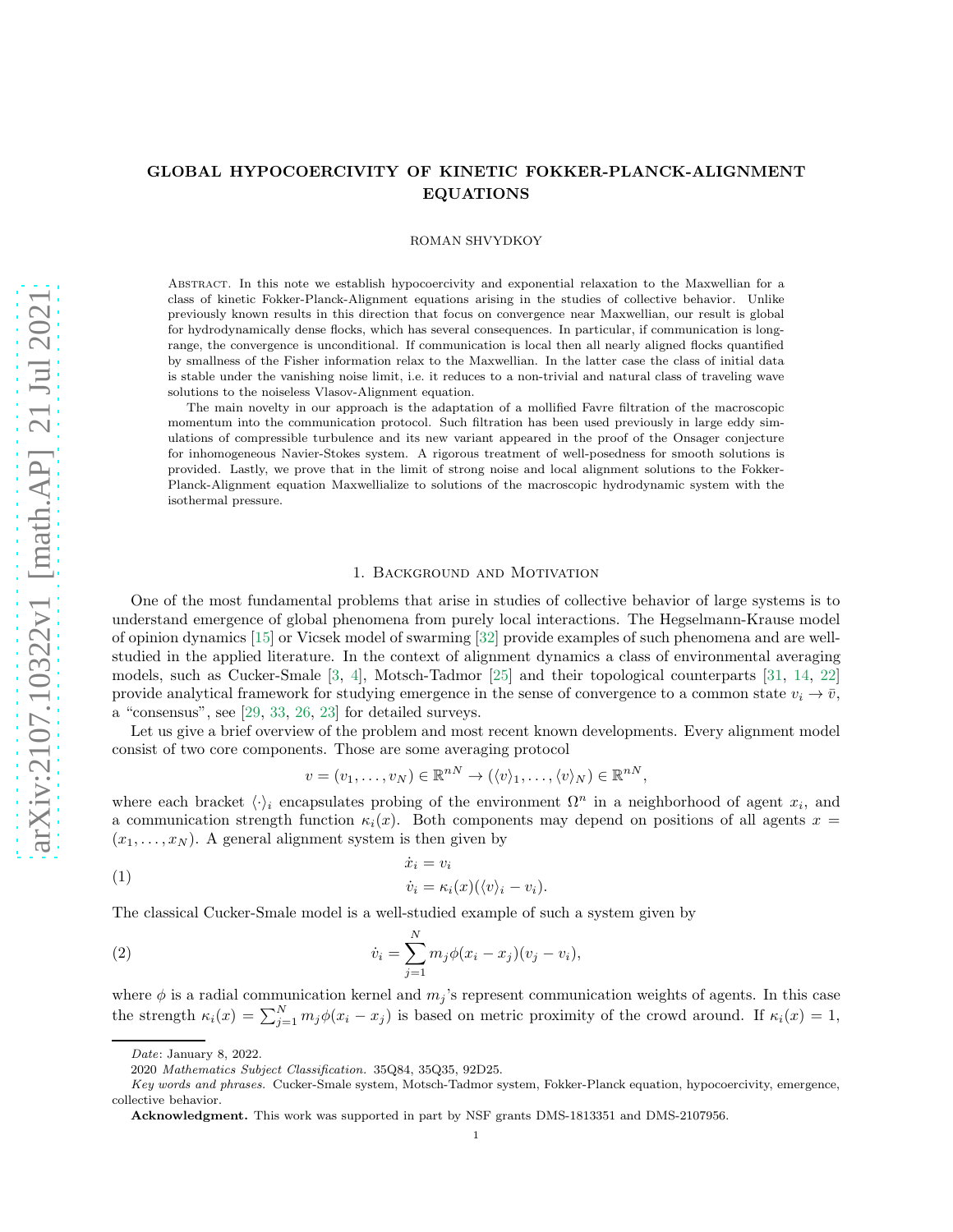# GLOBAL HYPOCOERCIVITY OF KINETIC FOKKER-PLANCK-ALIGNMENT EQUATIONS

ROMAN SHVYDKOY

Abstract. In this note we establish hypocoercivity and exponential relaxation to the Maxwellian for a class of kinetic Fokker-Planck-Alignment equations arising in the studies of collective behavior. Unlike previously known results in this direction that focus on convergence near Maxwellian, our result is global for hydrodynamically dense flocks, which has several consequences. In particular, if communication is long-range, the convergence is unconditional. If communication is local then all nearly aligned flocks quantified by smallness of the Fisher information relax to the Maxwellian. In the latter case the class of initial data is stable under the vanishing noise limit, i.e. it reduces to a non-trivial and natural class of traveling wave solutions to the noiseless Vlasov-Alignment equation.

The main novelty in our approach is the adaptation of a mollified Favre filtration of the macroscopic momentum into the communication protocol. Such filtration has been used previously in large eddy simulations of compressible turbulence and its new variant appeared in the proof of the Onsager conjecture for inhomogeneous Navier-Stokes system. A rigorous treatment of well-posedness for smooth solutions is provided. Lastly, we prove that in the limit of strong noise and local alignment solutions to the Fokker-Planck-Alignment equation Maxwellialize to solutions of the macroscopic hydrodynamic system with the isothermal pressure.

## 1. Background and Motivation

One of the most fundamental problems that arise in studies of collective behavior of large systems is to understand emergence of global phenomena from purely local interactions. The Hegselmann-Krause model of opinion dynamics [15] or Vicsek model of swarming [32] provide examples of such phenomena and are well-studied in the applied literature. In the context of alignment dynamics a class of environmental averaging models, such as Cucker-Smale [3, 4], Motsch-Tadmor [25] and their topological counterparts [31, 14, 22] provide analytical framework for studying emergence in the sense of convergence to a common state $v_i \to \bar{v}$, a "consensus", see [29, 33, 26, 23] for detailed surveys.

Let us give a brief overview of the problem and most recent known developments. Every alignment model consist of two core components. Those are some averaging protocol

$$v = (v_1, \dots, v_N) \in \mathbb{R}^{nN} \to (\langle v \rangle_1, \dots, \langle v \rangle_N) \in \mathbb{R}^{nN},$$

where each bracket $\langle \cdot \rangle_i$ encapsulates probing of the environment $\Omega^n$ in a neighborhood of agent $x_i$, and a communication strength function $\kappa_i(x)$. Both components may depend on positions of all agents $x = (x_1, \dots, x_N)$. A general alignment system is then given by

$$\begin{aligned} \dot{x}_i &= v_i \\ \dot{v}_i &= \kappa_i(x)(\langle v \rangle_i - v_i). \end{aligned} \tag{1}$$

The classical Cucker-Smale model is a well-studied example of such a system given by

$$\dot{v}_i = \sum_{j=1}^{N} m_j \phi(x_i - x_j)(v_j - v_i), \tag{2}$$

where $\phi$ is a radial communication kernel and $m_j$'s represent communication weights of agents. In this case the strength $\kappa_i(x) = \sum_{j=1}^{N} m_j \phi(x_i - x_j)$ is based on metric proximity of the crowd around. If $\kappa_i(x) = 1$,

*Date*: January 8, 2022.

2020 *Mathematics Subject Classification.* 35Q84, 35Q35, 92D25.

*Key words and phrases.* Cucker-Smale system, Motsch-Tadmor system, Fokker-Planck equation, hypocoercivity, emergence, collective behavior.

**Acknowledgment.** This work was supported in part by NSF grants DMS-1813351 and DMS-2107956.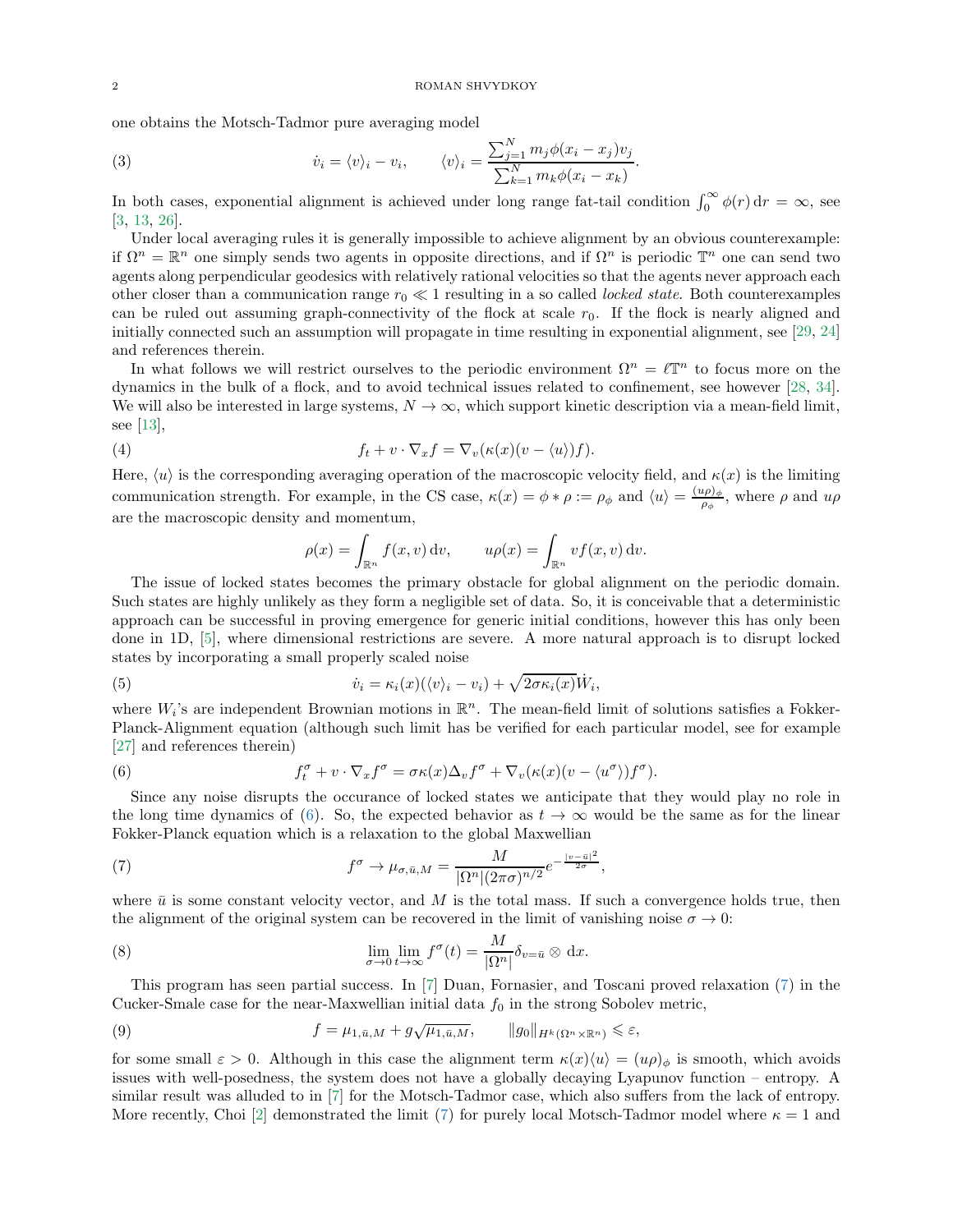one obtains the Motsch-Tadmor pure averaging model

$$\dot{v}_i = \langle v \rangle_i - v_i, \qquad \langle v \rangle_i = \frac{\sum_{j=1}^N m_j \phi(x_i - x_j) v_j}{\sum_{k=1}^N m_k \phi(x_i - x_k)}. \tag{3}$$

In both cases, exponential alignment is achieved under long range fat-tail condition $\int_0^\infty \phi(r)\,\mathrm{d}r = \infty$, see [3, 13, 26].

Under local averaging rules it is generally impossible to achieve alignment by an obvious counterexample: if $\Omega^n = \mathbb{R}^n$ one simply sends two agents in opposite directions, and if $\Omega^n$ is periodic $\mathbb{T}^n$ one can send two agents along perpendicular geodesics with relatively rational velocities so that the agents never approach each other closer than a communication range $r_0 \ll 1$ resulting in a so called *locked state*. Both counterexamples can be ruled out assuming graph-connectivity of the flock at scale $r_0$. If the flock is nearly aligned and initially connected such an assumption will propagate in time resulting in exponential alignment, see [29, 24] and references therein.

In what follows we will restrict ourselves to the periodic environment $\Omega^n = \ell\mathbb{T}^n$ to focus more on the dynamics in the bulk of a flock, and to avoid technical issues related to confinement, see however [28, 34]. We will also be interested in large systems, $N \to \infty$, which support kinetic description via a mean-field limit, see [13],

$$f_t + v \cdot \nabla_x f = \nabla_v(\kappa(x)(v - \langle u \rangle) f). \tag{4}$$

Here, $\langle u \rangle$ is the corresponding averaging operation of the macroscopic velocity field, and $\kappa(x)$ is the limiting communication strength. For example, in the CS case, $\kappa(x) = \phi * \rho := \rho_\phi$ and $\langle u \rangle = \frac{(u\rho)_\phi}{\rho_\phi}$, where $\rho$ and $u\rho$ are the macroscopic density and momentum,

$$\rho(x) = \int_{\mathbb{R}^n} f(x,v)\,\mathrm{d}v, \qquad u\rho(x) = \int_{\mathbb{R}^n} v f(x,v)\,\mathrm{d}v.$$

The issue of locked states becomes the primary obstacle for global alignment on the periodic domain. Such states are highly unlikely as they form a negligible set of data. So, it is conceivable that a deterministic approach can be successful in proving emergence for generic initial conditions, however this has only been done in 1D, [5], where dimensional restrictions are severe. A more natural approach is to disrupt locked states by incorporating a small properly scaled noise

$$\dot{v}_i = \kappa_i(x)(\langle v \rangle_i - v_i) + \sqrt{2\sigma\kappa_i(x)}\dot{W}_i, \tag{5}$$

where $W_i$'s are independent Brownian motions in $\mathbb{R}^n$. The mean-field limit of solutions satisfies a Fokker-Planck-Alignment equation (although such limit has be verified for each particular model, see for example [27] and references therein)

$$f^\sigma_t + v \cdot \nabla_x f^\sigma = \sigma\kappa(x)\Delta_v f^\sigma + \nabla_v(\kappa(x)(v - \langle u^\sigma \rangle) f^\sigma). \tag{6}$$

Since any noise disrupts the occurance of locked states we anticipate that they would play no role in the long time dynamics of (6). So, the expected behavior as $t \to \infty$ would be the same as for the linear Fokker-Planck equation which is a relaxation to the global Maxwellian

$$f^\sigma \to \mu_{\sigma,\bar{u},M} = \frac{M}{|\Omega^n|(2\pi\sigma)^{n/2}} e^{-\frac{|v-\bar{u}|^2}{2\sigma}}, \tag{7}$$

where $\bar{u}$ is some constant velocity vector, and $M$ is the total mass. If such a convergence holds true, then the alignment of the original system can be recovered in the limit of vanishing noise $\sigma \to 0$:

$$\lim_{\sigma \to 0} \lim_{t \to \infty} f^\sigma(t) = \frac{M}{|\Omega^n|} \delta_{v=\bar{u}} \otimes \mathrm{d}x. \tag{8}$$

This program has seen partial success. In [7] Duan, Fornasier, and Toscani proved relaxation (7) in the Cucker-Smale case for the near-Maxwellian initial data $f_0$ in the strong Sobolev metric,

$$f = \mu_{1,\bar{u},M} + g\sqrt{\mu_{1,\bar{u},M}}, \qquad \|g_0\|_{H^k(\Omega^n \times \mathbb{R}^n)} \leqslant \varepsilon, \tag{9}$$

for some small $\varepsilon > 0$. Although in this case the alignment term $\kappa(x)\langle u \rangle = (u\rho)_\phi$ is smooth, which avoids issues with well-posedness, the system does not have a globally decaying Lyapunov function – entropy. A similar result was alluded to in [7] for the Motsch-Tadmor case, which also suffers from the lack of entropy. More recently, Choi [2] demonstrated the limit (7) for purely local Motsch-Tadmor model where $\kappa = 1$ and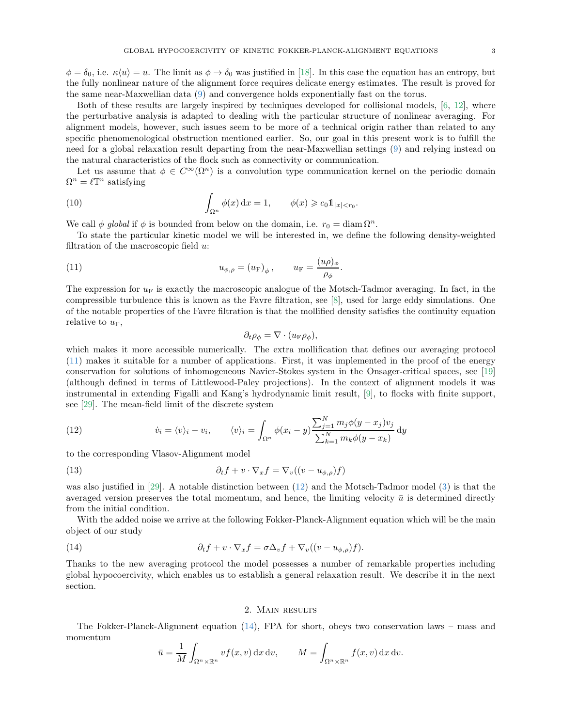$\phi = \delta_0$, i.e. $\kappa\langle u \rangle = u$. The limit as $\phi \to \delta_0$ was justified in [18]. In this case the equation has an entropy, but the fully nonlinear nature of the alignment force requires delicate energy estimates. The result is proved for the same near-Maxwellian data (9) and convergence holds exponentially fast on the torus.

Both of these results are largely inspired by techniques developed for collisional models, [6, 12], where the perturbative analysis is adapted to dealing with the particular structure of nonlinear averaging. For alignment models, however, such issues seem to be more of a technical origin rather than related to any specific phenomenological obstruction mentioned earlier. So, our goal in this present work is to fulfill the need for a global relaxation result departing from the near-Maxwellian settings (9) and relying instead on the natural characteristics of the flock such as connectivity or communication.

Let us assume that $\phi \in C^\infty(\Omega^n)$ is a convolution type communication kernel on the periodic domain $\Omega^n = \ell\mathbb{T}^n$ satisfying

$$\int_{\Omega^n} \phi(x)\,\mathrm{d}x = 1, \qquad \phi(x) \geqslant c_0 \mathbb{1}_{|x|<r_0}. \tag{10}$$

We call $\phi$ *global* if $\phi$ is bounded from below on the domain, i.e. $r_0 = \operatorname{diam}\Omega^n$.

To state the particular kinetic model we will be interested in, we define the following density-weighted filtration of the macroscopic field $u$:

$$u_{\phi,\rho} = (u_{\mathrm{F}})_\phi, \qquad u_{\mathrm{F}} = \frac{(u\rho)_\phi}{\rho_\phi}. \tag{11}$$

The expression for $u_{\mathrm{F}}$ is exactly the macroscopic analogue of the Motsch-Tadmor averaging. In fact, in the compressible turbulence this is known as the Favre filtration, see [8], used for large eddy simulations. One of the notable properties of the Favre filtration is that the mollified density satisfies the continuity equation relative to $u_{\mathrm{F}}$,

$$\partial_t \rho_\phi = \nabla \cdot (u_{\mathrm{F}} \rho_\phi),$$

which makes it more accessible numerically. The extra mollification that defines our averaging protocol (11) makes it suitable for a number of applications. First, it was implemented in the proof of the energy conservation for solutions of inhomogeneous Navier-Stokes system in the Onsager-critical spaces, see [19] (although defined in terms of Littlewood-Paley projections). In the context of alignment models it was instrumental in extending Figalli and Kang's hydrodynamic limit result, [9], to flocks with finite support, see [29]. The mean-field limit of the discrete system

$$\dot{v}_i = \langle v \rangle_i - v_i, \qquad \langle v \rangle_i = \int_{\Omega^n} \phi(x_i - y) \frac{\sum_{j=1}^N m_j \phi(y - x_j) v_j}{\sum_{k=1}^N m_k \phi(y - x_k)}\,\mathrm{d}y \tag{12}$$

to the corresponding Vlasov-Alignment model

$$\partial_t f + v \cdot \nabla_x f = \nabla_v((v - u_{\phi,\rho})f) \tag{13}$$

was also justified in [29]. A notable distinction between (12) and the Motsch-Tadmor model (3) is that the averaged version preserves the total momentum, and hence, the limiting velocity $\bar{u}$ is determined directly from the initial condition.

With the added noise we arrive at the following Fokker-Planck-Alignment equation which will be the main object of our study

$$\partial_t f + v \cdot \nabla_x f = \sigma \Delta_v f + \nabla_v((v - u_{\phi,\rho})f). \tag{14}$$

Thanks to the new averaging protocol the model possesses a number of remarkable properties including global hypocoercivity, which enables us to establish a general relaxation result. We describe it in the next section.

## 2. Main results

The Fokker-Planck-Alignment equation (14), FPA for short, obeys two conservation laws – mass and momentum

$$\bar{u} = \frac{1}{M} \int_{\Omega^n \times \mathbb{R}^n} v f(x,v)\,\mathrm{d}x\,\mathrm{d}v, \qquad M = \int_{\Omega^n \times \mathbb{R}^n} f(x,v)\,\mathrm{d}x\,\mathrm{d}v.$$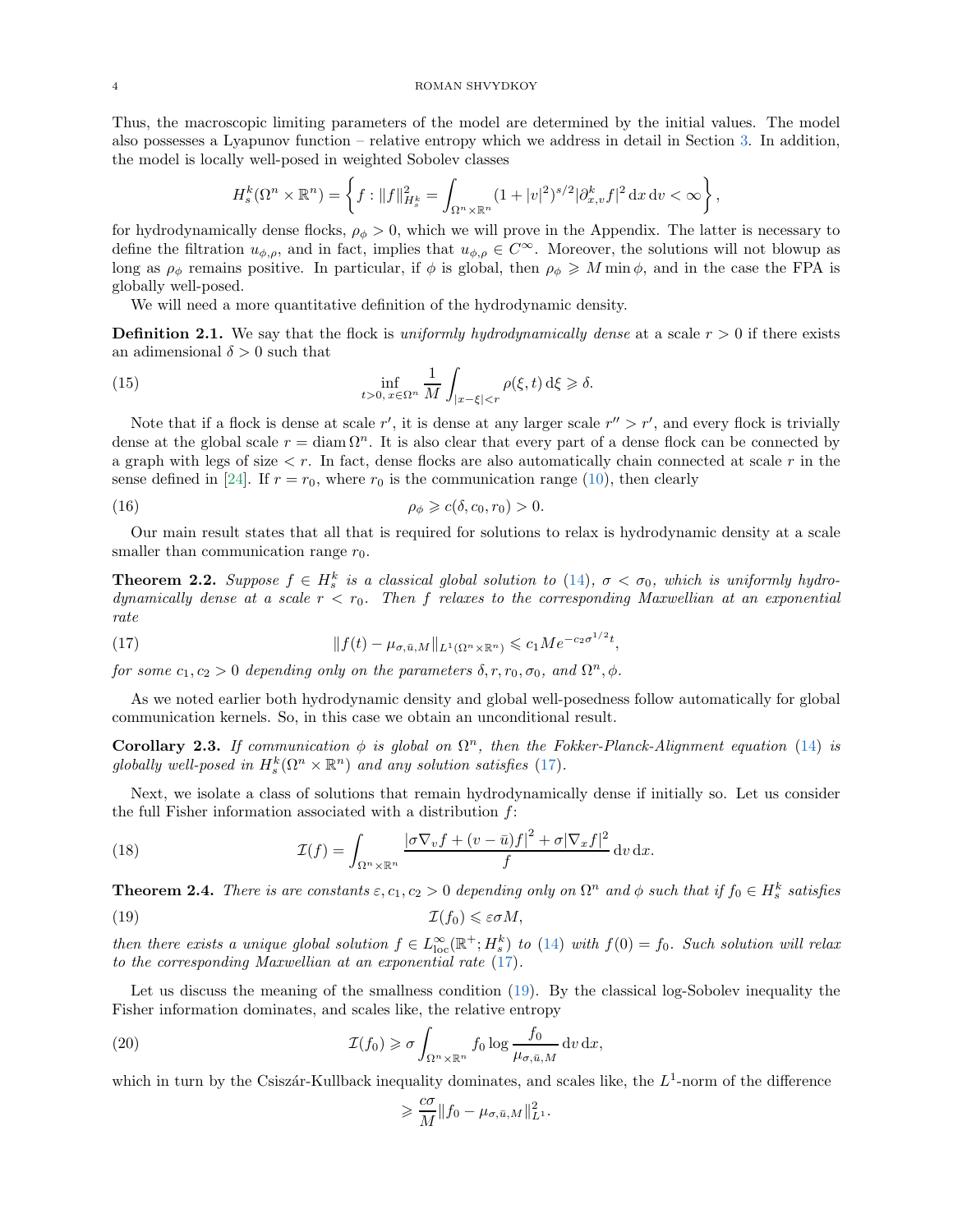Thus, the macroscopic limiting parameters of the model are determined by the initial values. The model also possesses a Lyapunov function – relative entropy which we address in detail in Section 3. In addition, the model is locally well-posed in weighted Sobolev classes

$$H^k_s(\Omega^n \times \mathbb{R}^n) = \left\{ f : \|f\|^2_{H^k_s} = \int_{\Omega^n \times \mathbb{R}^n} (1+|v|^2)^{s/2} |\partial^k_{x,v} f|^2 \,\mathrm{d}x \,\mathrm{d}v < \infty \right\},$$

for hydrodynamically dense flocks, $\rho_\phi > 0$, which we will prove in the Appendix. The latter is necessary to define the filtration $u_{\phi,\rho}$, and in fact, implies that $u_{\phi,\rho} \in C^\infty$. Moreover, the solutions will not blowup as long as $\rho_\phi$ remains positive. In particular, if $\phi$ is global, then $\rho_\phi \geqslant M \min \phi$, and in the case the FPA is globally well-posed.

We will need a more quantitative definition of the hydrodynamic density.

**Definition 2.1.** We say that the flock is *uniformly hydrodynamically dense* at a scale $r > 0$ if there exists an adimensional $\delta > 0$ such that

$$\inf_{t>0,\, x \in \Omega^n} \frac{1}{M} \int_{|x-\xi|<r} \rho(\xi,t) \,\mathrm{d}\xi \geqslant \delta. \tag{15}$$

Note that if a flock is dense at scale $r'$, it is dense at any larger scale $r'' > r'$, and every flock is trivially dense at the global scale $r = \operatorname{diam} \Omega^n$. It is also clear that every part of a dense flock can be connected by a graph with legs of size $< r$. In fact, dense flocks are also automatically chain connected at scale $r$ in the sense defined in [24]. If $r = r_0$, where $r_0$ is the communication range (10), then clearly

$$\rho_\phi \geqslant c(\delta, c_0, r_0) > 0. \tag{16}$$

Our main result states that all that is required for solutions to relax is hydrodynamic density at a scale smaller than communication range $r_0$.

**Theorem 2.2.** *Suppose $f \in H^k_s$ is a classical global solution to (14), $\sigma < \sigma_0$, which is uniformly hydrodynamically dense at a scale $r < r_0$. Then $f$ relaxes to the corresponding Maxwellian at an exponential rate*

$$\|f(t) - \mu_{\sigma,\bar{u},M}\|_{L^1(\Omega^n \times \mathbb{R}^n)} \leqslant c_1 M e^{-c_2 \sigma^{1/2} t}, \tag{17}$$

*for some $c_1, c_2 > 0$ depending only on the parameters $\delta, r, r_0, \sigma_0$, and $\Omega^n, \phi$.*

As we noted earlier both hydrodynamic density and global well-posedness follow automatically for global communication kernels. So, in this case we obtain an unconditional result.

**Corollary 2.3.** *If communication $\phi$ is global on $\Omega^n$, then the Fokker-Planck-Alignment equation (14) is globally well-posed in $H^k_s(\Omega^n \times \mathbb{R}^n)$ and any solution satisfies (17).*

Next, we isolate a class of solutions that remain hydrodynamically dense if initially so. Let us consider the full Fisher information associated with a distribution $f$:

$$\mathcal{I}(f) = \int_{\Omega^n \times \mathbb{R}^n} \frac{|\sigma \nabla_v f + (v - \bar{u}) f|^2 + \sigma |\nabla_x f|^2}{f} \,\mathrm{d}v \,\mathrm{d}x. \tag{18}$$

**Theorem 2.4.** *There is are constants $\varepsilon, c_1, c_2 > 0$ depending only on $\Omega^n$ and $\phi$ such that if $f_0 \in H^k_s$ satisfies*

$$\mathcal{I}(f_0) \leqslant \varepsilon \sigma M, \tag{19}$$

*then there exists a unique global solution $f \in L^\infty_{\mathrm{loc}}(\mathbb{R}^+; H^k_s)$ to (14) with $f(0) = f_0$. Such solution will relax to the corresponding Maxwellian at an exponential rate (17).*

Let us discuss the meaning of the smallness condition (19). By the classical log-Sobolev inequality the Fisher information dominates, and scales like, the relative entropy

$$\mathcal{I}(f_0) \geqslant \sigma \int_{\Omega^n \times \mathbb{R}^n} f_0 \log \frac{f_0}{\mu_{\sigma,\bar{u},M}} \,\mathrm{d}v \,\mathrm{d}x, \tag{20}$$

which in turn by the Csiszár-Kullback inequality dominates, and scales like, the $L^1$-norm of the difference

$$\geqslant \frac{c\sigma}{M} \|f_0 - \mu_{\sigma,\bar{u},M}\|^2_{L^1}.$$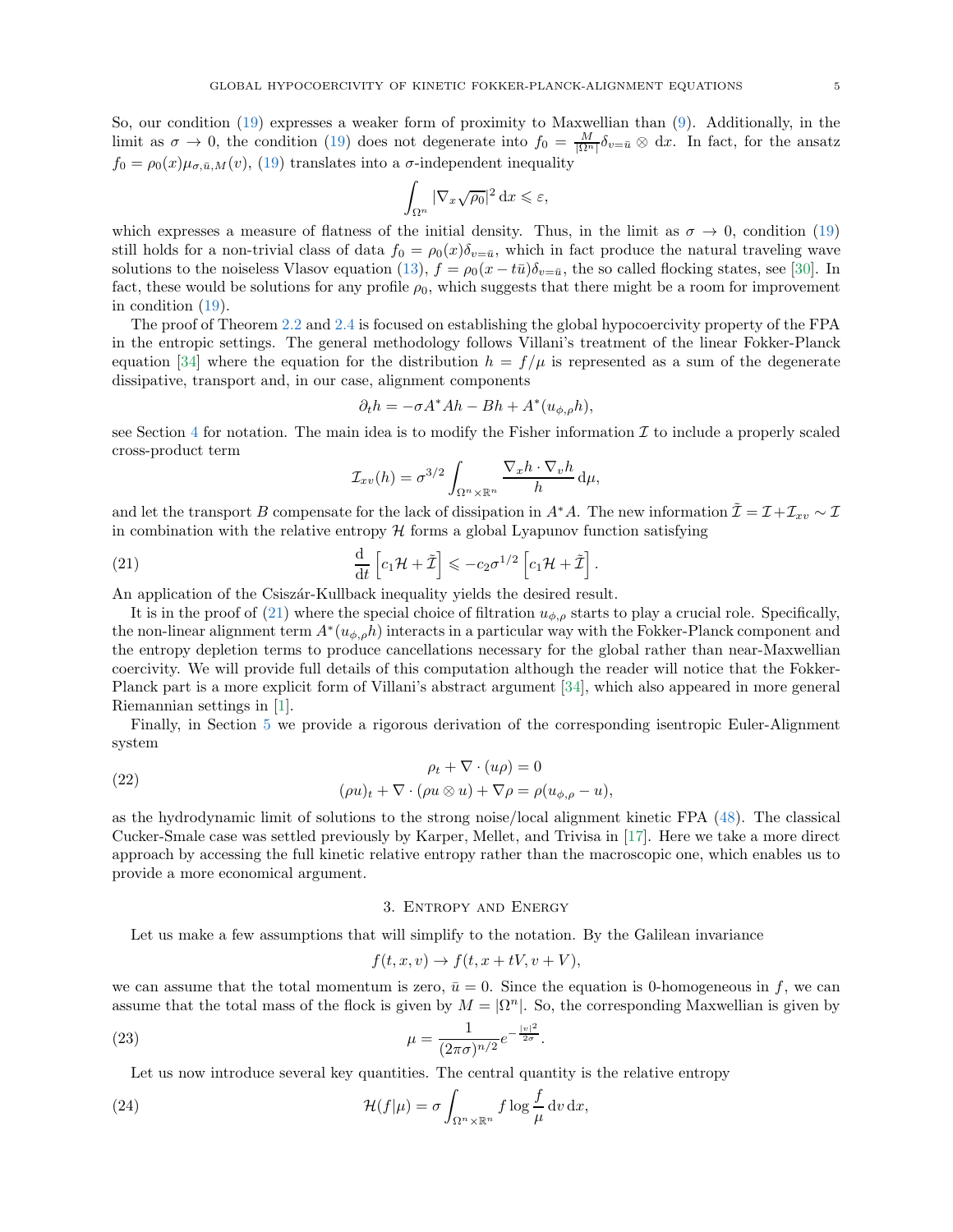So, our condition (19) expresses a weaker form of proximity to Maxwellian than (9). Additionally, in the limit as $\sigma \to 0$, the condition (19) does not degenerate into $f_0 = \frac{M}{|\Omega^n|}\delta_{v=\bar{u}} \otimes \mathrm{d}x$. In fact, for the ansatz $f_0 = \rho_0(x)\mu_{\sigma,\bar{u},M}(v)$, (19) translates into a $\sigma$-independent inequality

$$\int_{\Omega^n} |\nabla_x \sqrt{\rho_0}|^2 \,\mathrm{d}x \leqslant \varepsilon,$$

which expresses a measure of flatness of the initial density. Thus, in the limit as $\sigma \to 0$, condition (19) still holds for a non-trivial class of data $f_0 = \rho_0(x)\delta_{v=\bar{u}}$, which in fact produce the natural traveling wave solutions to the noiseless Vlasov equation (13), $f = \rho_0(x - t\bar{u})\delta_{v=\bar{u}}$, the so called flocking states, see [30]. In fact, these would be solutions for any profile $\rho_0$, which suggests that there might be a room for improvement in condition (19).

The proof of Theorem 2.2 and 2.4 is focused on establishing the global hypocoercivity property of the FPA in the entropic settings. The general methodology follows Villani's treatment of the linear Fokker-Planck equation [34] where the equation for the distribution $h = f/\mu$ is represented as a sum of the degenerate dissipative, transport and, in our case, alignment components

$$\partial_t h = -\sigma A^* A h - Bh + A^*(u_{\phi,\rho} h),$$

see Section 4 for notation. The main idea is to modify the Fisher information $\mathcal{I}$ to include a properly scaled cross-product term

$$\mathcal{I}_{xv}(h) = \sigma^{3/2} \int_{\Omega^n \times \mathbb{R}^n} \frac{\nabla_x h \cdot \nabla_v h}{h} \,\mathrm{d}\mu,$$

and let the transport $B$ compensate for the lack of dissipation in $A^*A$. The new information $\tilde{\mathcal{I}} = \mathcal{I} + \mathcal{I}_{xv} \sim \mathcal{I}$ in combination with the relative entropy $\mathcal{H}$ forms a global Lyapunov function satisfying

$$\frac{\mathrm{d}}{\mathrm{d}t}\left[c_1 \mathcal{H} + \tilde{\mathcal{I}}\right] \leqslant -c_2 \sigma^{1/2}\left[c_1 \mathcal{H} + \tilde{\mathcal{I}}\right]. \tag{21}$$

An application of the Csiszár-Kullback inequality yields the desired result.

It is in the proof of (21) where the special choice of filtration $u_{\phi,\rho}$ starts to play a crucial role. Specifically, the non-linear alignment term $A^*(u_{\phi,\rho} h)$ interacts in a particular way with the Fokker-Planck component and the entropy depletion terms to produce cancellations necessary for the global rather than near-Maxwellian coercivity. We will provide full details of this computation although the reader will notice that the Fokker-Planck part is a more explicit form of Villani's abstract argument [34], which also appeared in more general Riemannian settings in [1].

Finally, in Section 5 we provide a rigorous derivation of the corresponding isentropic Euler-Alignment system

$$\begin{aligned} \rho_t + \nabla \cdot (u\rho) &= 0 \\ (\rho u)_t + \nabla \cdot (\rho u \otimes u) + \nabla \rho &= \rho(u_{\phi,\rho} - u), \end{aligned} \tag{22}$$

as the hydrodynamic limit of solutions to the strong noise/local alignment kinetic FPA (48). The classical Cucker-Smale case was settled previously by Karper, Mellet, and Trivisa in [17]. Here we take a more direct approach by accessing the full kinetic relative entropy rather than the macroscopic one, which enables us to provide a more economical argument.

## 3. Entropy and Energy

Let us make a few assumptions that will simplify to the notation. By the Galilean invariance

$$f(t,x,v) \to f(t, x + tV, v + V),$$

we can assume that the total momentum is zero, $\bar{u} = 0$. Since the equation is 0-homogeneous in $f$, we can assume that the total mass of the flock is given by $M = |\Omega^n|$. So, the corresponding Maxwellian is given by

$$\mu = \frac{1}{(2\pi\sigma)^{n/2}} e^{-\frac{|v|^2}{2\sigma}}. \tag{23}$$

Let us now introduce several key quantities. The central quantity is the relative entropy

$$\mathcal{H}(f|\mu) = \sigma \int_{\Omega^n \times \mathbb{R}^n} f \log \frac{f}{\mu} \,\mathrm{d}v \,\mathrm{d}x, \tag{24}$$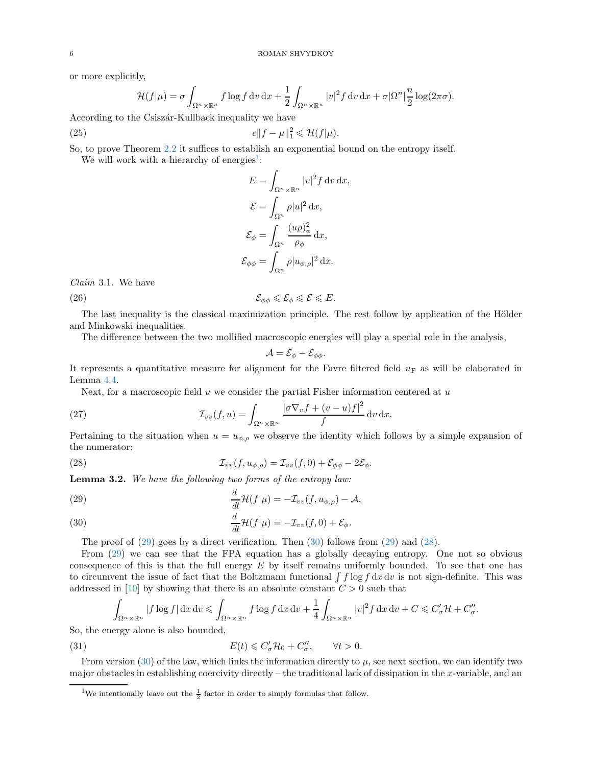or more explicitly,

$$\mathcal{H}(f|\mu) = \sigma \int_{\Omega^n \times \mathbb{R}^n} f \log f \, \mathrm{d}v \, \mathrm{d}x + \frac{1}{2} \int_{\Omega^n \times \mathbb{R}^n} |v|^2 f \, \mathrm{d}v \, \mathrm{d}x + \sigma |\Omega^n| \frac{n}{2} \log(2\pi\sigma).$$

According to the Csiszár-Kullback inequality we have

$$c\|f - \mu\|_1^2 \leqslant \mathcal{H}(f|\mu). \tag{25}$$

So, to prove Theorem 2.2 it suffices to establish an exponential bound on the entropy itself.

We will work with a hierarchy of energies[1]:

$$E = \int_{\Omega^n \times \mathbb{R}^n} |v|^2 f \, \mathrm{d}v \, \mathrm{d}x,$$

$$\mathcal{E} = \int_{\Omega^n} \rho |u|^2 \, \mathrm{d}x,$$

$$\mathcal{E}_\phi = \int_{\Omega^n} \frac{(u\rho)_\phi^2}{\rho_\phi} \, \mathrm{d}x,$$

$$\mathcal{E}_{\phi\phi} = \int_{\Omega^n} \rho |u_{\phi,\rho}|^2 \, \mathrm{d}x.$$

*Claim* 3.1. We have

$$\mathcal{E}_{\phi\phi} \leqslant \mathcal{E}_\phi \leqslant \mathcal{E} \leqslant E. \tag{26}$$

The last inequality is the classical maximization principle. The rest follow by application of the Hölder and Minkowski inequalities.

The difference between the two mollified macroscopic energies will play a special role in the analysis,

$$\mathcal{A} = \mathcal{E}_\phi - \mathcal{E}_{\phi\phi}.$$

It represents a quantitative measure for alignment for the Favre filtered field $u_{\mathrm{F}}$ as will be elaborated in Lemma 4.4.

Next, for a macroscopic field $u$ we consider the partial Fisher information centered at $u$

$$\mathcal{I}_{vv}(f, u) = \int_{\Omega^n \times \mathbb{R}^n} \frac{|\sigma \nabla_v f + (v - u) f|^2}{f} \, \mathrm{d}v \, \mathrm{d}x. \tag{27}$$

Pertaining to the situation when $u = u_{\phi,\rho}$ we observe the identity which follows by a simple expansion of the numerator:

$$\mathcal{I}_{vv}(f, u_{\phi,\rho}) = \mathcal{I}_{vv}(f, 0) + \mathcal{E}_{\phi\phi} - 2\mathcal{E}_\phi. \tag{28}$$

**Lemma 3.2.** *We have the following two forms of the entropy law:*

$$\frac{d}{dt}\mathcal{H}(f|\mu) = -\mathcal{I}_{vv}(f, u_{\phi,\rho}) - \mathcal{A}, \tag{29}$$

$$\frac{d}{dt}\mathcal{H}(f|\mu) = -\mathcal{I}_{vv}(f, 0) + \mathcal{E}_\phi. \tag{30}$$

The proof of (29) goes by a direct verification. Then (30) follows from (29) and (28).

From (29) we can see that the FPA equation has a globally decaying entropy. One not so obvious consequence of this is that the full energy $E$ by itself remains uniformly bounded. To see that one has to circumvent the issue of fact that the Boltzmann functional $\int f \log f \, \mathrm{d}x \, \mathrm{d}v$ is not sign-definite. This was addressed in [10] by showing that there is an absolute constant $C > 0$ such that

$$\int_{\Omega^n \times \mathbb{R}^n} |f \log f| \, \mathrm{d}x \, \mathrm{d}v \leqslant \int_{\Omega^n \times \mathbb{R}^n} f \log f \, \mathrm{d}x \, \mathrm{d}v + \frac{1}{4} \int_{\Omega^n \times \mathbb{R}^n} |v|^2 f \, \mathrm{d}x \, \mathrm{d}v + C \leqslant C'_\sigma \mathcal{H} + C''_\sigma.$$

So, the energy alone is also bounded,

$$E(t) \leqslant C'_\sigma \mathcal{H}_0 + C''_\sigma, \qquad \forall t > 0. \tag{31}$$

From version (30) of the law, which links the information directly to $\mu$, see next section, we can identify two major obstacles in establishing coercivity directly – the traditional lack of dissipation in the $x$-variable, and an

[1] We intentionally leave out the $\frac{1}{2}$ factor in order to simply formulas that follow.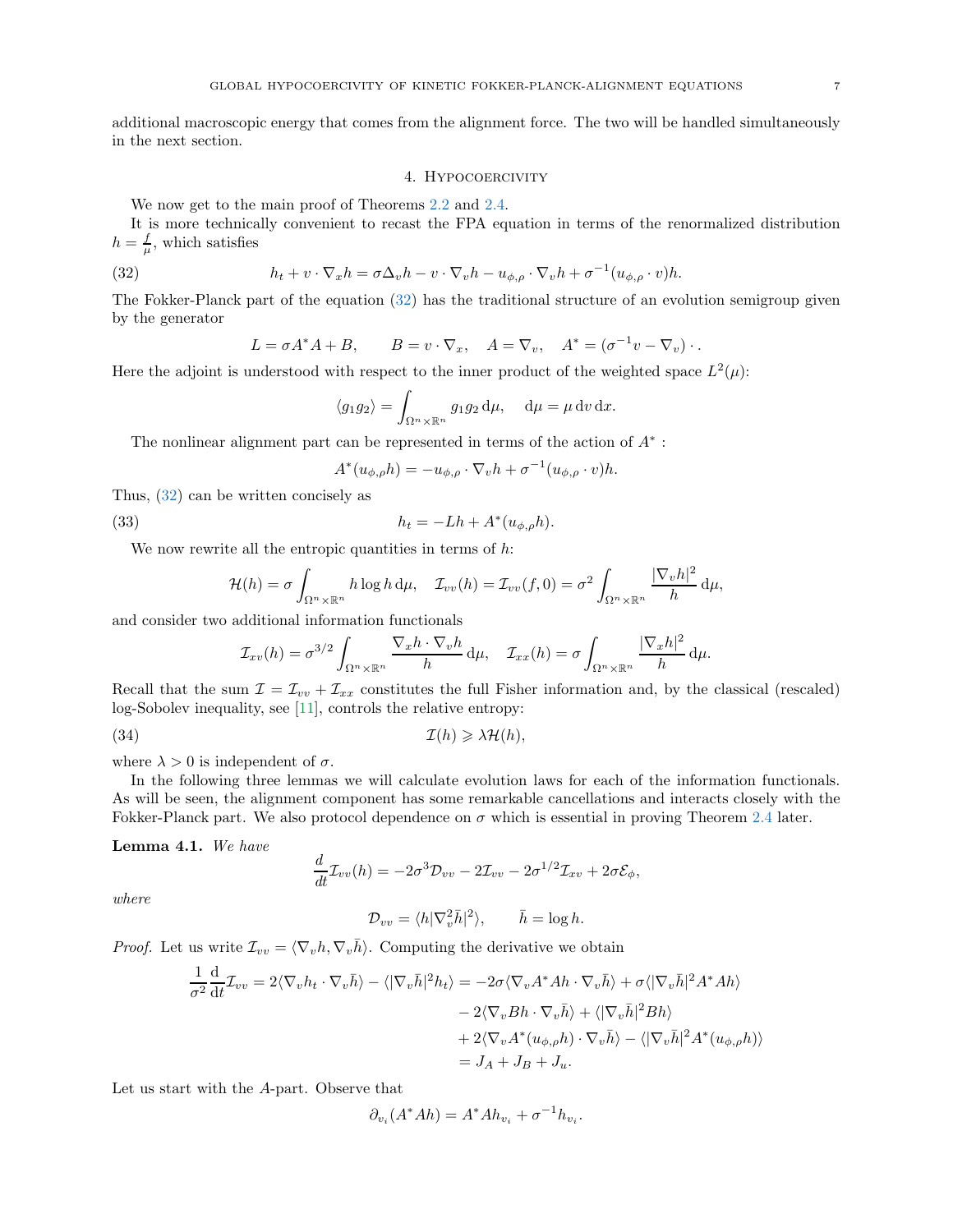additional macroscopic energy that comes from the alignment force. The two will be handled simultaneously in the next section.

## 4. Hypocoercivity

We now get to the main proof of Theorems 2.2 and 2.4.

It is more technically convenient to recast the FPA equation in terms of the renormalized distribution $h = \frac{f}{\mu}$, which satisfies

$$h_t + v \cdot \nabla_x h = \sigma \Delta_v h - v \cdot \nabla_v h - u_{\phi,\rho} \cdot \nabla_v h + \sigma^{-1}(u_{\phi,\rho} \cdot v)h. \tag{32}$$

The Fokker-Planck part of the equation (32) has the traditional structure of an evolution semigroup given by the generator

$$L = \sigma A^* A + B, \qquad B = v \cdot \nabla_x, \quad A = \nabla_v, \quad A^* = (\sigma^{-1} v - \nabla_v) \cdot .$$

Here the adjoint is understood with respect to the inner product of the weighted space $L^2(\mu)$:

$$\langle g_1 g_2 \rangle = \int_{\Omega^n \times \mathbb{R}^n} g_1 g_2 \, \mathrm{d}\mu, \quad \mathrm{d}\mu = \mu \, \mathrm{d}v \, \mathrm{d}x.$$

The nonlinear alignment part can be represented in terms of the action of $A^*$ :

$$A^*(u_{\phi,\rho} h) = -u_{\phi,\rho} \cdot \nabla_v h + \sigma^{-1}(u_{\phi,\rho} \cdot v)h.$$

Thus, (32) can be written concisely as

$$h_t = -Lh + A^*(u_{\phi,\rho} h). \tag{33}$$

We now rewrite all the entropic quantities in terms of $h$:

$$\mathcal{H}(h) = \sigma \int_{\Omega^n \times \mathbb{R}^n} h \log h \, \mathrm{d}\mu, \quad \mathcal{I}_{vv}(h) = \mathcal{I}_{vv}(f, 0) = \sigma^2 \int_{\Omega^n \times \mathbb{R}^n} \frac{|\nabla_v h|^2}{h} \, \mathrm{d}\mu,$$

and consider two additional information functionals

$$\mathcal{I}_{xv}(h) = \sigma^{3/2} \int_{\Omega^n \times \mathbb{R}^n} \frac{\nabla_x h \cdot \nabla_v h}{h} \, \mathrm{d}\mu, \quad \mathcal{I}_{xx}(h) = \sigma \int_{\Omega^n \times \mathbb{R}^n} \frac{|\nabla_x h|^2}{h} \, \mathrm{d}\mu.$$

Recall that the sum $\mathcal{I} = \mathcal{I}_{vv} + \mathcal{I}_{xx}$ constitutes the full Fisher information and, by the classical (rescaled) log-Sobolev inequality, see [11], controls the relative entropy:

$$\mathcal{I}(h) \geqslant \lambda \mathcal{H}(h), \tag{34}$$

where $\lambda > 0$ is independent of $\sigma$.

In the following three lemmas we will calculate evolution laws for each of the information functionals. As will be seen, the alignment component has some remarkable cancellations and interacts closely with the Fokker-Planck part. We also protocol dependence on $\sigma$ which is essential in proving Theorem 2.4 later.

**Lemma 4.1.** *We have*

$$\frac{d}{dt} \mathcal{I}_{vv}(h) = -2\sigma^3 \mathcal{D}_{vv} - 2\mathcal{I}_{vv} - 2\sigma^{1/2} \mathcal{I}_{xv} + 2\sigma \mathcal{E}_\phi,$$

*where*

$$\mathcal{D}_{vv} = \langle h |\nabla_v^2 \bar{h}|^2 \rangle, \qquad \bar{h} = \log h.$$

*Proof.* Let us write $\mathcal{I}_{vv} = \langle \nabla_v h, \nabla_v \bar{h} \rangle$. Computing the derivative we obtain

$$\begin{aligned} \frac{1}{\sigma^2} \frac{\mathrm{d}}{\mathrm{d}t} \mathcal{I}_{vv} = 2\langle \nabla_v h_t \cdot \nabla_v \bar{h} \rangle - \langle |\nabla_v \bar{h}|^2 h_t \rangle &= -2\sigma \langle \nabla_v A^* A h \cdot \nabla_v \bar{h} \rangle + \sigma \langle |\nabla_v \bar{h}|^2 A^* A h \rangle \\ &\quad - 2\langle \nabla_v B h \cdot \nabla_v \bar{h} \rangle + \langle |\nabla_v \bar{h}|^2 B h \rangle \\ &\quad + 2\langle \nabla_v A^*(u_{\phi,\rho} h) \cdot \nabla_v \bar{h} \rangle - \langle |\nabla_v \bar{h}|^2 A^*(u_{\phi,\rho} h) \rangle \\ &= J_A + J_B + J_u. \end{aligned}$$

Let us start with the $A$-part. Observe that

$$\partial_{v_i}(A^* A h) = A^* A h_{v_i} + \sigma^{-1} h_{v_i}.$$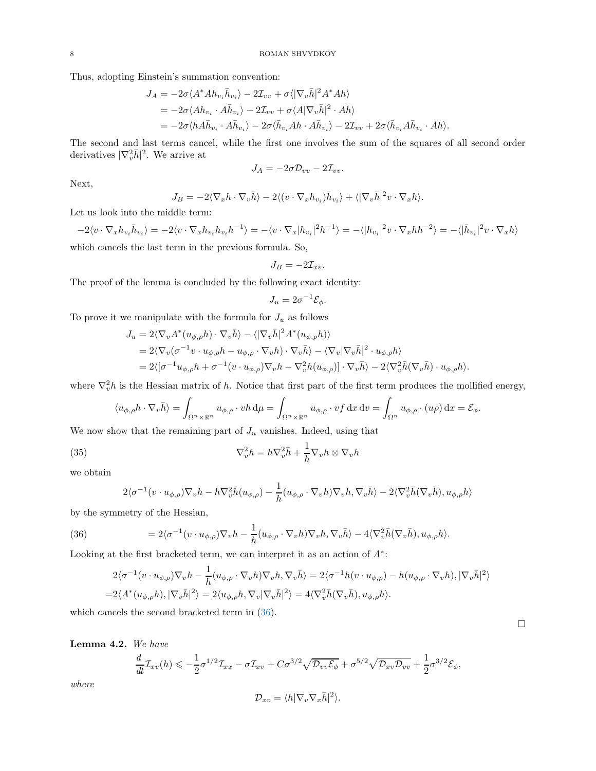Thus, adopting Einstein's summation convention:

$$
\begin{aligned}
J_A &= -2\sigma\langle A^*Ah_{v_i}\bar{h}_{v_i}\rangle - 2\mathcal{I}_{vv} + \sigma\langle|\nabla_v\bar{h}|^2 A^*Ah\rangle \\
&= -2\sigma\langle Ah_{v_i}\cdot A\bar{h}_{v_i}\rangle - 2\mathcal{I}_{vv} + \sigma\langle A|\nabla_v\bar{h}|^2\cdot Ah\rangle \\
&= -2\sigma\langle hA\bar{h}_{v_i}\cdot A\bar{h}_{v_i}\rangle - 2\sigma\langle\bar{h}_{v_i}Ah\cdot A\bar{h}_{v_i}\rangle - 2\mathcal{I}_{vv} + 2\sigma\langle\bar{h}_{v_i}A\bar{h}_{v_i}\cdot Ah\rangle.
\end{aligned}
$$

The second and last terms cancel, while the first one involves the sum of the squares of all second order derivatives $|\nabla_v^2\bar{h}|^2$. We arrive at

$$
J_A = -2\sigma\mathcal{D}_{vv} - 2\mathcal{I}_{vv}.
$$

Next,

$$
J_B = -2\langle\nabla_x h\cdot\nabla_v\bar{h}\rangle - 2\langle(v\cdot\nabla_x h_{v_i})\bar{h}_{v_i}\rangle + \langle|\nabla_v\bar{h}|^2 v\cdot\nabla_x h\rangle.
$$

Let us look into the middle term:

$$
-2\langle v\cdot\nabla_x h_{v_i}\bar{h}_{v_i}\rangle = -2\langle v\cdot\nabla_x h_{v_i}h_{v_i}h^{-1}\rangle = -\langle v\cdot\nabla_x|h_{v_i}|^2h^{-1}\rangle = -\langle|h_{v_i}|^2 v\cdot\nabla_x h h^{-2}\rangle = -\langle|\bar{h}_{v_i}|^2 v\cdot\nabla_x h\rangle
$$

which cancels the last term in the previous formula. So,

$$
J_B = -2\mathcal{I}_{xv}.
$$

The proof of the lemma is concluded by the following exact identity:

$$
J_u = 2\sigma^{-1}\mathcal{E}_\phi.
$$

To prove it we manipulate with the formula for $J_u$ as follows

$$
\begin{aligned}
J_u &= 2\langle\nabla_v A^*(u_{\phi,\rho}h)\cdot\nabla_v\bar{h}\rangle - \langle|\nabla_v\bar{h}|^2 A^*(u_{\phi,\rho}h)\rangle \\
&= 2\langle\nabla_v(\sigma^{-1}v\cdot u_{\phi,\rho}h - u_{\phi,\rho}\cdot\nabla_v h)\cdot\nabla_v\bar{h}\rangle - \langle\nabla_v|\nabla_v\bar{h}|^2\cdot u_{\phi,\rho}h\rangle \\
&= 2\langle[\sigma^{-1}u_{\phi,\rho}h + \sigma^{-1}(v\cdot u_{\phi,\rho})\nabla_v h - \nabla_v^2 h(u_{\phi,\rho})]\cdot\nabla_v\bar{h}\rangle - 2\langle\nabla_v^2\bar{h}(\nabla_v\bar{h})\cdot u_{\phi,\rho}h\rangle.
\end{aligned}
$$

where $\nabla_v^2 h$ is the Hessian matrix of $h$. Notice that first part of the first term produces the mollified energy,

$$
\langle u_{\phi,\rho}h\cdot\nabla_v\bar{h}\rangle = \int_{\Omega^n\times\mathbb{R}^n} u_{\phi,\rho}\cdot vh\,\mathrm{d}\mu = \int_{\Omega^n\times\mathbb{R}^n} u_{\phi,\rho}\cdot vf\,\mathrm{d}x\,\mathrm{d}v = \int_{\Omega^n} u_{\phi,\rho}\cdot(u\rho)\,\mathrm{d}x = \mathcal{E}_\phi.
$$

We now show that the remaining part of $J_u$ vanishes. Indeed, using that

$$
\nabla_v^2 h = h\nabla_v^2\bar{h} + \frac{1}{h}\nabla_v h\otimes\nabla_v h \tag{35}
$$

we obtain

$$
2\langle\sigma^{-1}(v\cdot u_{\phi,\rho})\nabla_v h - h\nabla_v^2\bar{h}(u_{\phi,\rho}) - \frac{1}{h}(u_{\phi,\rho}\cdot\nabla_v h)\nabla_v h, \nabla_v\bar{h}\rangle - 2\langle\nabla_v^2\bar{h}(\nabla_v\bar{h}), u_{\phi,\rho}h\rangle
$$

by the symmetry of the Hessian,

$$
= 2\langle\sigma^{-1}(v\cdot u_{\phi,\rho})\nabla_v h - \frac{1}{h}(u_{\phi,\rho}\cdot\nabla_v h)\nabla_v h, \nabla_v\bar{h}\rangle - 4\langle\nabla_v^2\bar{h}(\nabla_v\bar{h}), u_{\phi,\rho}h\rangle. \tag{36}
$$

Looking at the first bracketed term, we can interpret it as an action of $A^*$:

$$
\begin{aligned}
&2\langle\sigma^{-1}(v\cdot u_{\phi,\rho})\nabla_v h - \frac{1}{h}(u_{\phi,\rho}\cdot\nabla_v h)\nabla_v h, \nabla_v\bar{h}\rangle = 2\langle\sigma^{-1}h(v\cdot u_{\phi,\rho}) - h(u_{\phi,\rho}\cdot\nabla_v h), |\nabla_v\bar{h}|^2\rangle \\
=&2\langle A^*(u_{\phi,\rho}h), |\nabla_v\bar{h}|^2\rangle = 2\langle u_{\phi,\rho}h, \nabla_v|\nabla_v\bar{h}|^2\rangle = 4\langle\nabla_v^2\bar{h}(\nabla_v\bar{h}), u_{\phi,\rho}h\rangle.
\end{aligned}
$$

which cancels the second bracketed term in (36).

$\square$

**Lemma 4.2.** *We have*

$$
\frac{d}{dt}\mathcal{I}_{xv}(h) \leqslant -\frac{1}{2}\sigma^{1/2}\mathcal{I}_{xx} - \sigma\mathcal{I}_{xv} + C\sigma^{3/2}\sqrt{\mathcal{D}_{vv}\mathcal{E}_\phi} + \sigma^{5/2}\sqrt{\mathcal{D}_{xv}\mathcal{D}_{vv}} + \frac{1}{2}\sigma^{3/2}\mathcal{E}_\phi,
$$

*where*

$$
\mathcal{D}_{xv} = \langle h|\nabla_v\nabla_x\bar{h}|^2\rangle.
$$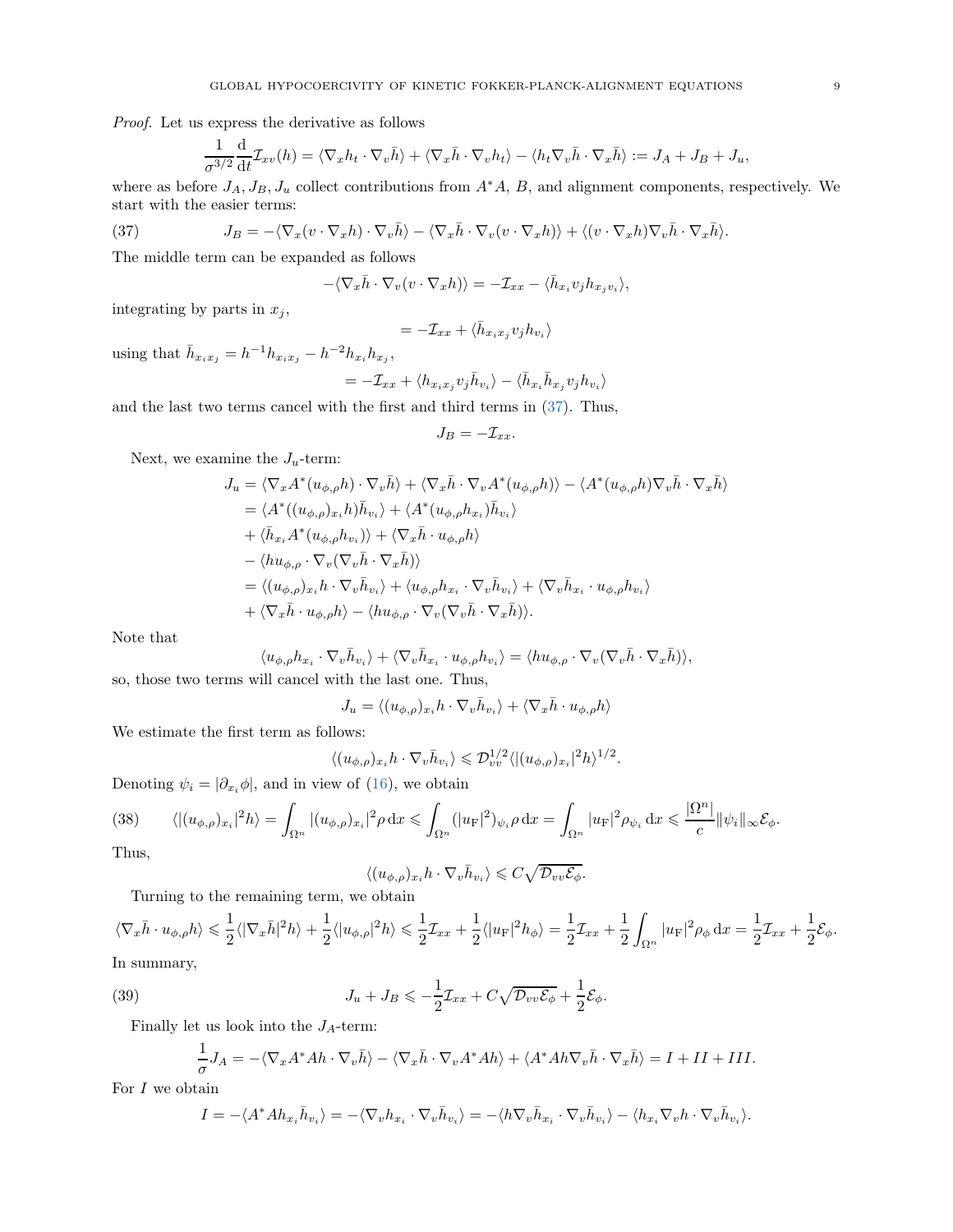*Proof.* Let us express the derivative as follows

$$\frac{1}{\sigma^{3/2}}\frac{\mathrm{d}}{\mathrm{d}t}\mathcal{I}_{xv}(h) = \langle \nabla_x h_t \cdot \nabla_v \bar{h}\rangle + \langle \nabla_x \bar{h} \cdot \nabla_v h_t\rangle - \langle h_t \nabla_v \bar{h} \cdot \nabla_x \bar{h}\rangle := J_A + J_B + J_u,$$

where as before $J_A, J_B, J_u$ collect contributions from $A^*A$, $B$, and alignment components, respectively. We start with the easier terms:

$$J_B = -\langle \nabla_x(v \cdot \nabla_x h) \cdot \nabla_v \bar{h}\rangle - \langle \nabla_x \bar{h} \cdot \nabla_v(v \cdot \nabla_x h)\rangle + \langle (v \cdot \nabla_x h)\nabla_v \bar{h} \cdot \nabla_x \bar{h}\rangle. \tag{37}$$

The middle term can be expanded as follows

$$-\langle \nabla_x \bar{h} \cdot \nabla_v(v \cdot \nabla_x h)\rangle = -\mathcal{I}_{xx} - \langle \bar{h}_{x_i} v_j h_{x_j v_i}\rangle,$$

integrating by parts in $x_j$,

$$= -\mathcal{I}_{xx} + \langle \bar{h}_{x_i x_j} v_j h_{v_i}\rangle$$

using that $\bar{h}_{x_i x_j} = h^{-1}h_{x_i x_j} - h^{-2}h_{x_i}h_{x_j}$,

$$= -\mathcal{I}_{xx} + \langle h_{x_i x_j} v_j \bar{h}_{v_i}\rangle - \langle \bar{h}_{x_i}\bar{h}_{x_j} v_j h_{v_i}\rangle$$

and the last two terms cancel with the first and third terms in (37). Thus,

$$J_B = -\mathcal{I}_{xx}.$$

Next, we examine the $J_u$-term:

$$\begin{aligned}
J_u &= \langle \nabla_x A^*(u_{\phi,\rho}h) \cdot \nabla_v \bar{h}\rangle + \langle \nabla_x \bar{h} \cdot \nabla_v A^*(u_{\phi,\rho}h)\rangle - \langle A^*(u_{\phi,\rho}h)\nabla_v \bar{h} \cdot \nabla_x \bar{h}\rangle \\
&= \langle A^*((u_{\phi,\rho})_{x_i} h)\bar{h}_{v_i}\rangle + \langle A^*(u_{\phi,\rho}h_{x_i})\bar{h}_{v_i}\rangle \\
&\quad + \langle \bar{h}_{x_i} A^*(u_{\phi,\rho}h_{v_i})\rangle + \langle \nabla_x \bar{h} \cdot u_{\phi,\rho}h\rangle \\
&\quad - \langle h u_{\phi,\rho} \cdot \nabla_v(\nabla_v \bar{h} \cdot \nabla_x \bar{h})\rangle \\
&= \langle (u_{\phi,\rho})_{x_i} h \cdot \nabla_v \bar{h}_{v_i}\rangle + \langle u_{\phi,\rho}h_{x_i} \cdot \nabla_v \bar{h}_{v_i}\rangle + \langle \nabla_v \bar{h}_{x_i} \cdot u_{\phi,\rho}h_{v_i}\rangle \\
&\quad + \langle \nabla_x \bar{h} \cdot u_{\phi,\rho}h\rangle - \langle h u_{\phi,\rho} \cdot \nabla_v(\nabla_v \bar{h} \cdot \nabla_x \bar{h})\rangle.
\end{aligned}$$

Note that

$$\langle u_{\phi,\rho}h_{x_i} \cdot \nabla_v \bar{h}_{v_i}\rangle + \langle \nabla_v \bar{h}_{x_i} \cdot u_{\phi,\rho}h_{v_i}\rangle = \langle h u_{\phi,\rho} \cdot \nabla_v(\nabla_v \bar{h} \cdot \nabla_x \bar{h})\rangle,$$

so, those two terms will cancel with the last one. Thus,

$$J_u = \langle (u_{\phi,\rho})_{x_i} h \cdot \nabla_v \bar{h}_{v_i}\rangle + \langle \nabla_x \bar{h} \cdot u_{\phi,\rho}h\rangle$$

We estimate the first term as follows:

$$\langle (u_{\phi,\rho})_{x_i} h \cdot \nabla_v \bar{h}_{v_i}\rangle \leqslant \mathcal{D}_{vv}^{1/2}\langle |(u_{\phi,\rho})_{x_i}|^2 h\rangle^{1/2}.$$

Denoting $\psi_i = |\partial_{x_i}\phi|$, and in view of (16), we obtain

$$\langle |(u_{\phi,\rho})_{x_i}|^2 h\rangle = \int_{\Omega^n} |(u_{\phi,\rho})_{x_i}|^2 \rho \,\mathrm{d}x \leqslant \int_{\Omega^n} (|u_{\mathrm{F}}|^2)_{\psi_i}\rho \,\mathrm{d}x = \int_{\Omega^n} |u_{\mathrm{F}}|^2 \rho_{\psi_i}\,\mathrm{d}x \leqslant \frac{|\Omega^n|}{c}\|\psi_i\|_\infty \mathcal{E}_\phi. \tag{38}$$

Thus,

$$\langle (u_{\phi,\rho})_{x_i} h \cdot \nabla_v \bar{h}_{v_i}\rangle \leqslant C\sqrt{\mathcal{D}_{vv}\mathcal{E}_\phi}.$$

Turning to the remaining term, we obtain

$$\langle \nabla_x \bar{h} \cdot u_{\phi,\rho}h\rangle \leqslant \frac{1}{2}\langle |\nabla_x \bar{h}|^2 h\rangle + \frac{1}{2}\langle |u_{\phi,\rho}|^2 h\rangle \leqslant \frac{1}{2}\mathcal{I}_{xx} + \frac{1}{2}\langle |u_{\mathrm{F}}|^2 h_\phi\rangle = \frac{1}{2}\mathcal{I}_{xx} + \frac{1}{2}\int_{\Omega^n} |u_{\mathrm{F}}|^2 \rho_\phi \,\mathrm{d}x = \frac{1}{2}\mathcal{I}_{xx} + \frac{1}{2}\mathcal{E}_\phi.$$

In summary,

$$J_u + J_B \leqslant -\frac{1}{2}\mathcal{I}_{xx} + C\sqrt{\mathcal{D}_{vv}\mathcal{E}_\phi} + \frac{1}{2}\mathcal{E}_\phi. \tag{39}$$

Finally let us look into the $J_A$-term:

$$\frac{1}{\sigma}J_A = -\langle \nabla_x A^*Ah \cdot \nabla_v \bar{h}\rangle - \langle \nabla_x \bar{h} \cdot \nabla_v A^*Ah\rangle + \langle A^*Ah \nabla_v \bar{h} \cdot \nabla_x \bar{h}\rangle = I + II + III.$$

For $I$ we obtain

$$I = -\langle A^*Ah_{x_i}\bar{h}_{v_i}\rangle = -\langle \nabla_v h_{x_i} \cdot \nabla_v \bar{h}_{v_i}\rangle = -\langle h \nabla_v \bar{h}_{x_i} \cdot \nabla_v \bar{h}_{v_i}\rangle - \langle h_{x_i}\nabla_v h \cdot \nabla_v \bar{h}_{v_i}\rangle.$$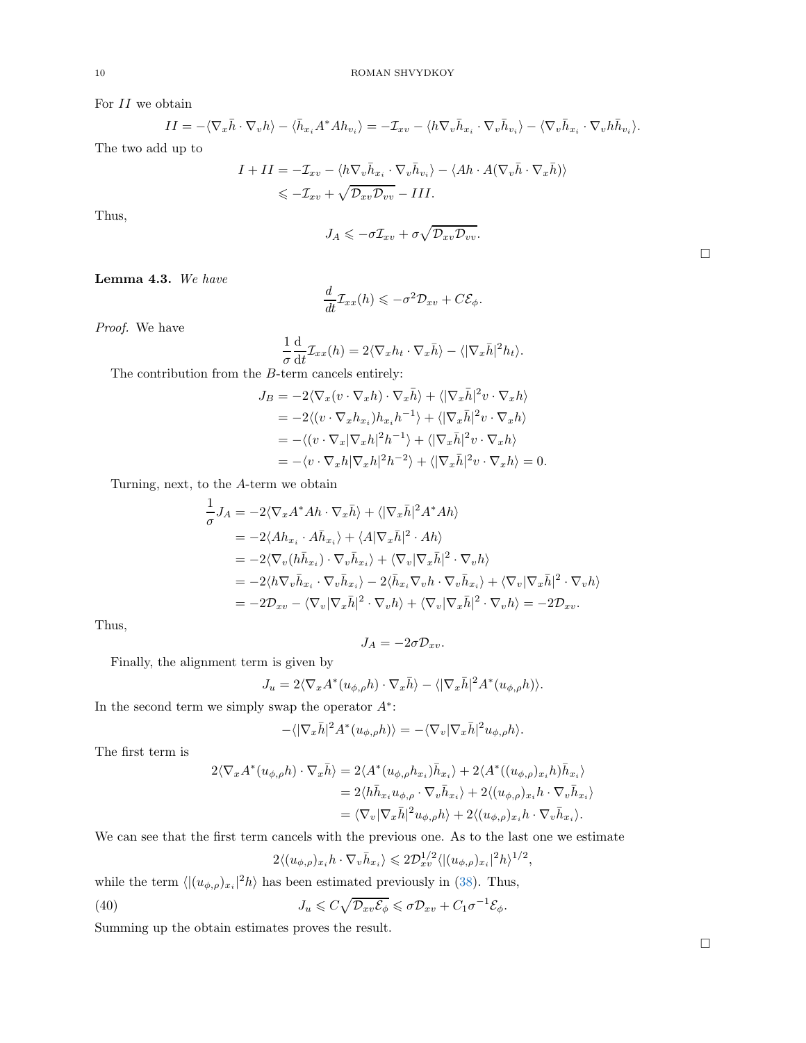For $II$ we obtain

$$II = -\langle \nabla_x \bar{h} \cdot \nabla_v h \rangle - \langle \bar{h}_{x_i} A^* A h_{v_i} \rangle = -\mathcal{I}_{xv} - \langle h \nabla_v \bar{h}_{x_i} \cdot \nabla_v \bar{h}_{v_i} \rangle - \langle \nabla_v \bar{h}_{x_i} \cdot \nabla_v h \bar{h}_{v_i} \rangle.$$

The two add up to

$$\begin{aligned} I + II &= -\mathcal{I}_{xv} - \langle h \nabla_v \bar{h}_{x_i} \cdot \nabla_v \bar{h}_{v_i} \rangle - \langle A h \cdot A(\nabla_v \bar{h} \cdot \nabla_x \bar{h}) \rangle \\ &\leqslant -\mathcal{I}_{xv} + \sqrt{\mathcal{D}_{xv} \mathcal{D}_{vv}} - III. \end{aligned}$$

Thus,

$$J_A \leqslant -\sigma \mathcal{I}_{xv} + \sigma \sqrt{\mathcal{D}_{xv} \mathcal{D}_{vv}}.$$

□

**Lemma 4.3.** *We have*

$$\frac{d}{dt} \mathcal{I}_{xx}(h) \leqslant -\sigma^2 \mathcal{D}_{xv} + C \mathcal{E}_\phi.$$

*Proof.* We have

$$\frac{1}{\sigma} \frac{\mathrm{d}}{\mathrm{d}t} \mathcal{I}_{xx}(h) = 2 \langle \nabla_x h_t \cdot \nabla_x \bar{h} \rangle - \langle |\nabla_x \bar{h}|^2 h_t \rangle.$$

The contribution from the $B$-term cancels entirely:

$$\begin{aligned} J_B &= -2 \langle \nabla_x (v \cdot \nabla_x h) \cdot \nabla_x \bar{h} \rangle + \langle |\nabla_x \bar{h}|^2 v \cdot \nabla_x h \rangle \\ &= -2 \langle (v \cdot \nabla_x h_{x_i}) h_{x_i} h^{-1} \rangle + \langle |\nabla_x \bar{h}|^2 v \cdot \nabla_x h \rangle \\ &= -\langle (v \cdot \nabla_x |\nabla_x h|^2 h^{-1} \rangle + \langle |\nabla_x \bar{h}|^2 v \cdot \nabla_x h \rangle \\ &= -\langle v \cdot \nabla_x h |\nabla_x h|^2 h^{-2} \rangle + \langle |\nabla_x \bar{h}|^2 v \cdot \nabla_x h \rangle = 0. \end{aligned}$$

Turning, next, to the $A$-term we obtain

$$\begin{aligned} \frac{1}{\sigma} J_A &= -2 \langle \nabla_x A^* A h \cdot \nabla_x \bar{h} \rangle + \langle |\nabla_x \bar{h}|^2 A^* A h \rangle \\ &= -2 \langle A h_{x_i} \cdot A \bar{h}_{x_i} \rangle + \langle A |\nabla_x \bar{h}|^2 \cdot A h \rangle \\ &= -2 \langle \nabla_v (h \bar{h}_{x_i}) \cdot \nabla_v \bar{h}_{x_i} \rangle + \langle \nabla_v |\nabla_x \bar{h}|^2 \cdot \nabla_v h \rangle \\ &= -2 \langle h \nabla_v \bar{h}_{x_i} \cdot \nabla_v \bar{h}_{x_i} \rangle - 2 \langle \bar{h}_{x_i} \nabla_v h \cdot \nabla_v \bar{h}_{x_i} \rangle + \langle \nabla_v |\nabla_x \bar{h}|^2 \cdot \nabla_v h \rangle \\ &= -2 \mathcal{D}_{xv} - \langle \nabla_v |\nabla_x \bar{h}|^2 \cdot \nabla_v h \rangle + \langle \nabla_v |\nabla_x \bar{h}|^2 \cdot \nabla_v h \rangle = -2 \mathcal{D}_{xv}. \end{aligned}$$

Thus,

$$J_A = -2 \sigma \mathcal{D}_{xv}.$$

Finally, the alignment term is given by

$$J_u = 2 \langle \nabla_x A^* (u_{\phi,\rho} h) \cdot \nabla_x \bar{h} \rangle - \langle |\nabla_x \bar{h}|^2 A^* (u_{\phi,\rho} h) \rangle.$$

In the second term we simply swap the operator $A^*$:

$$-\langle |\nabla_x \bar{h}|^2 A^* (u_{\phi,\rho} h) \rangle = -\langle \nabla_v |\nabla_x \bar{h}|^2 u_{\phi,\rho} h \rangle.$$

The first term is

$$\begin{aligned} 2 \langle \nabla_x A^* (u_{\phi,\rho} h) \cdot \nabla_x \bar{h} \rangle &= 2 \langle A^* (u_{\phi,\rho} h_{x_i}) \bar{h}_{x_i} \rangle + 2 \langle A^* ((u_{\phi,\rho})_{x_i} h) \bar{h}_{x_i} \rangle \\ &= 2 \langle h \bar{h}_{x_i} u_{\phi,\rho} \cdot \nabla_v \bar{h}_{x_i} \rangle + 2 \langle (u_{\phi,\rho})_{x_i} h \cdot \nabla_v \bar{h}_{x_i} \rangle \\ &= \langle \nabla_v |\nabla_x \bar{h}|^2 u_{\phi,\rho} h \rangle + 2 \langle (u_{\phi,\rho})_{x_i} h \cdot \nabla_v \bar{h}_{x_i} \rangle. \end{aligned}$$

We can see that the first term cancels with the previous one. As to the last one we estimate

$$2 \langle (u_{\phi,\rho})_{x_i} h \cdot \nabla_v \bar{h}_{x_i} \rangle \leqslant 2 \mathcal{D}_{xv}^{1/2} \langle |(u_{\phi,\rho})_{x_i}|^2 h \rangle^{1/2},$$

while the term $\langle |(u_{\phi,\rho})_{x_i}|^2 h \rangle$ has been estimated previously in (38). Thus,

$$J_u \leqslant C \sqrt{\mathcal{D}_{xv} \mathcal{E}_\phi} \leqslant \sigma \mathcal{D}_{xv} + C_1 \sigma^{-1} \mathcal{E}_\phi. \tag{40}$$

Summing up the obtain estimates proves the result.

□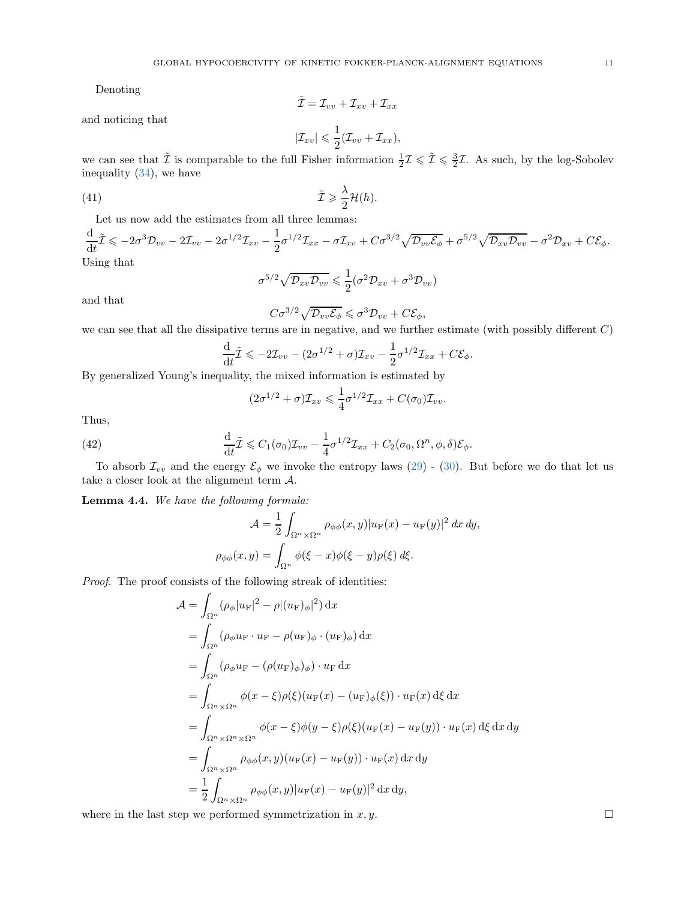Denoting

$$\tilde{\mathcal{I}} = \mathcal{I}_{vv} + \mathcal{I}_{xv} + \mathcal{I}_{xx}$$

and noticing that

$$|\mathcal{I}_{xv}| \leqslant \frac{1}{2}(\mathcal{I}_{vv} + \mathcal{I}_{xx}),$$

we can see that $\tilde{\mathcal{I}}$ is comparable to the full Fisher information $\frac{1}{2}\mathcal{I} \leqslant \tilde{\mathcal{I}} \leqslant \frac{3}{2}\mathcal{I}$. As such, by the log-Sobolev inequality (34), we have

$$\tilde{\mathcal{I}} \geqslant \frac{\lambda}{2}\mathcal{H}(h). \tag{41}$$

Let us now add the estimates from all three lemmas:

$$\frac{\mathrm{d}}{\mathrm{d}t}\tilde{\mathcal{I}} \leqslant -2\sigma^3\mathcal{D}_{vv} - 2\mathcal{I}_{vv} - 2\sigma^{1/2}\mathcal{I}_{xv} - \frac{1}{2}\sigma^{1/2}\mathcal{I}_{xx} - \sigma\mathcal{I}_{xv} + C\sigma^{3/2}\sqrt{\mathcal{D}_{vv}\mathcal{E}_\phi} + \sigma^{5/2}\sqrt{\mathcal{D}_{xv}\mathcal{D}_{vv}} - \sigma^2\mathcal{D}_{xv} + C\mathcal{E}_\phi.$$

Using that

$$\sigma^{5/2}\sqrt{\mathcal{D}_{xv}\mathcal{D}_{vv}} \leqslant \frac{1}{2}(\sigma^2\mathcal{D}_{xv} + \sigma^3\mathcal{D}_{vv})$$

and that

$$C\sigma^{3/2}\sqrt{\mathcal{D}_{vv}\mathcal{E}_\phi} \leqslant \sigma^3\mathcal{D}_{vv} + C\mathcal{E}_\phi,$$

we can see that all the dissipative terms are in negative, and we further estimate (with possibly different $C$)

$$\frac{\mathrm{d}}{\mathrm{d}t}\tilde{\mathcal{I}} \leqslant -2\mathcal{I}_{vv} - (2\sigma^{1/2} + \sigma)\mathcal{I}_{xv} - \frac{1}{2}\sigma^{1/2}\mathcal{I}_{xx} + C\mathcal{E}_\phi.$$

By generalized Young's inequality, the mixed information is estimated by

$$(2\sigma^{1/2} + \sigma)\mathcal{I}_{xv} \leqslant \frac{1}{4}\sigma^{1/2}\mathcal{I}_{xx} + C(\sigma_0)\mathcal{I}_{vv}.$$

Thus,

$$\frac{\mathrm{d}}{\mathrm{d}t}\tilde{\mathcal{I}} \leqslant C_1(\sigma_0)\mathcal{I}_{vv} - \frac{1}{4}\sigma^{1/2}\mathcal{I}_{xx} + C_2(\sigma_0, \Omega^n, \phi, \delta)\mathcal{E}_\phi. \tag{42}$$

To absorb $\mathcal{I}_{vv}$ and the energy $\mathcal{E}_\phi$ we invoke the entropy laws (29) - (30). But before we do that let us take a closer look at the alignment term $\mathcal{A}$.

**Lemma 4.4.** *We have the following formula:*

$$\mathcal{A} = \frac{1}{2}\int_{\Omega^n\times\Omega^n} \rho_{\phi\phi}(x,y)|u_{\mathrm{F}}(x) - u_{\mathrm{F}}(y)|^2\, dx\, dy,$$

$$\rho_{\phi\phi}(x,y) = \int_{\Omega^n} \phi(\xi - x)\phi(\xi - y)\rho(\xi)\, d\xi.$$

*Proof.* The proof consists of the following streak of identities:

$$\begin{aligned}
\mathcal{A} &= \int_{\Omega^n} (\rho_\phi|u_{\mathrm{F}}|^2 - \rho|(u_{\mathrm{F}})_\phi|^2)\,\mathrm{d}x \\
&= \int_{\Omega^n} (\rho_\phi u_{\mathrm{F}}\cdot u_{\mathrm{F}} - \rho(u_{\mathrm{F}})_\phi\cdot(u_{\mathrm{F}})_\phi)\,\mathrm{d}x \\
&= \int_{\Omega^n} (\rho_\phi u_{\mathrm{F}} - (\rho(u_{\mathrm{F}})_\phi)_\phi)\cdot u_{\mathrm{F}}\,\mathrm{d}x \\
&= \int_{\Omega^n\times\Omega^n} \phi(x-\xi)\rho(\xi)(u_{\mathrm{F}}(x) - (u_{\mathrm{F}})_\phi(\xi))\cdot u_{\mathrm{F}}(x)\,\mathrm{d}\xi\,\mathrm{d}x \\
&= \int_{\Omega^n\times\Omega^n\times\Omega^n} \phi(x-\xi)\phi(y-\xi)\rho(\xi)(u_{\mathrm{F}}(x) - u_{\mathrm{F}}(y))\cdot u_{\mathrm{F}}(x)\,\mathrm{d}\xi\,\mathrm{d}x\,\mathrm{d}y \\
&= \int_{\Omega^n\times\Omega^n} \rho_{\phi\phi}(x,y)(u_{\mathrm{F}}(x) - u_{\mathrm{F}}(y))\cdot u_{\mathrm{F}}(x)\,\mathrm{d}x\,\mathrm{d}y \\
&= \frac{1}{2}\int_{\Omega^n\times\Omega^n} \rho_{\phi\phi}(x,y)|u_{\mathrm{F}}(x) - u_{\mathrm{F}}(y)|^2\,\mathrm{d}x\,\mathrm{d}y,
\end{aligned}$$

where in the last step we performed symmetrization in $x, y$. $\square$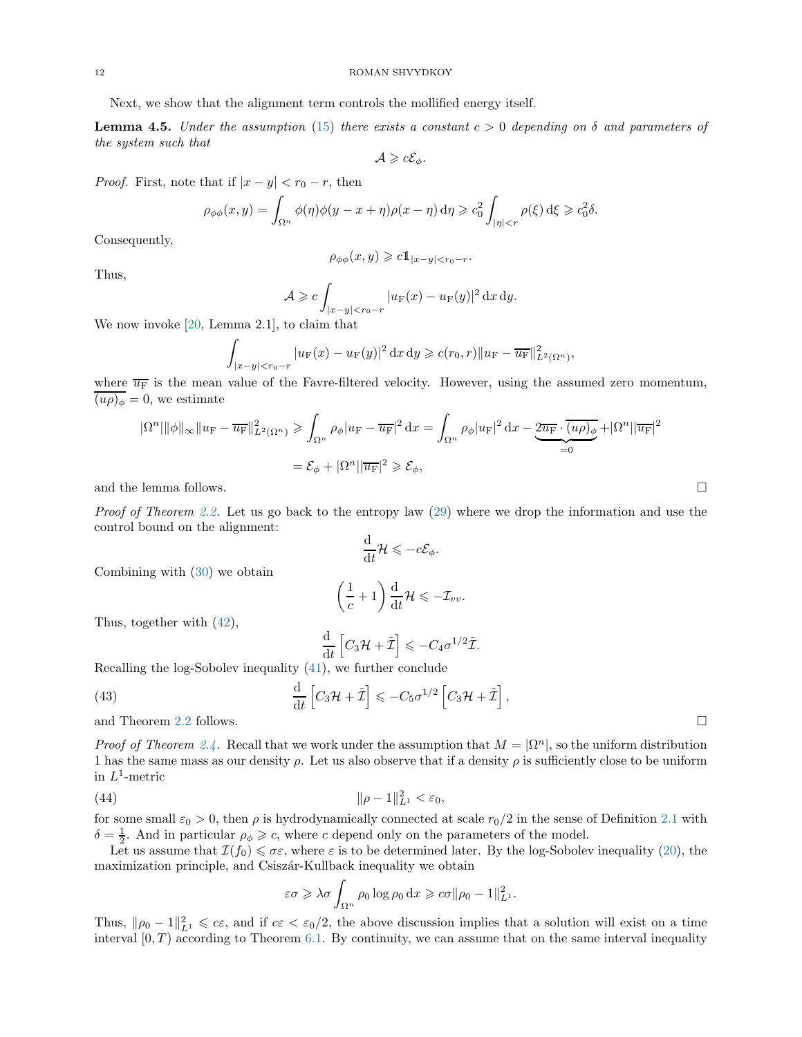Next, we show that the alignment term controls the mollified energy itself.

**Lemma 4.5.** *Under the assumption (15) there exists a constant $c > 0$ depending on $\delta$ and parameters of the system such that*

$$\mathcal{A} \geqslant c\mathcal{E}_\phi.$$

*Proof.* First, note that if $|x-y| < r_0 - r$, then

$$\rho_{\phi\phi}(x,y) = \int_{\Omega^n} \phi(\eta)\phi(y-x+\eta)\rho(x-\eta)\,\mathrm{d}\eta \geqslant c_0^2 \int_{|\eta|<r} \rho(\xi)\,\mathrm{d}\xi \geqslant c_0^2\delta.$$

Consequently,

$$\rho_{\phi\phi}(x,y) \geqslant c\mathbb{1}_{|x-y|<r_0-r}.$$

Thus,

$$\mathcal{A} \geqslant c\int_{|x-y|<r_0-r} |u_{\mathrm{F}}(x) - u_{\mathrm{F}}(y)|^2\,\mathrm{d}x\,\mathrm{d}y.$$

We now invoke [20, Lemma 2.1], to claim that

$$\int_{|x-y|<r_0-r} |u_{\mathrm{F}}(x) - u_{\mathrm{F}}(y)|^2\,\mathrm{d}x\,\mathrm{d}y \geqslant c(r_0,r)\|u_{\mathrm{F}} - \overline{u_{\mathrm{F}}}\|^2_{L^2(\Omega^n)},$$

where $\overline{u_{\mathrm{F}}}$ is the mean value of the Favre-filtered velocity. However, using the assumed zero momentum, $\overline{(u\rho)_\phi} = 0$, we estimate

$$\begin{aligned}
|\Omega^n|\|\phi\|_\infty \|u_{\mathrm{F}} - \overline{u_{\mathrm{F}}}\|^2_{L^2(\Omega^n)} &\geqslant \int_{\Omega^n} \rho_\phi |u_{\mathrm{F}} - \overline{u_{\mathrm{F}}}|^2\,\mathrm{d}x = \int_{\Omega^n} \rho_\phi |u_{\mathrm{F}}|^2\,\mathrm{d}x - \underbrace{2\overline{u_{\mathrm{F}}}\cdot\overline{(u\rho)_\phi}}_{=0} + |\Omega^n||\overline{u_{\mathrm{F}}}|^2 \\
&= \mathcal{E}_\phi + |\Omega^n||\overline{u_{\mathrm{F}}}|^2 \geqslant \mathcal{E}_\phi,
\end{aligned}$$

and the lemma follows. $\square$

*Proof of Theorem 2.2.* Let us go back to the entropy law (29) where we drop the information and use the control bound on the alignment:

$$\frac{\mathrm{d}}{\mathrm{d}t}\mathcal{H} \leqslant -c\mathcal{E}_\phi.$$

Combining with (30) we obtain

$$\left(\frac{1}{c} + 1\right)\frac{\mathrm{d}}{\mathrm{d}t}\mathcal{H} \leqslant -\mathcal{I}_{vv}.$$

Thus, together with (42),

$$\frac{\mathrm{d}}{\mathrm{d}t}\left[C_3\mathcal{H} + \tilde{\mathcal{I}}\right] \leqslant -C_4\sigma^{1/2}\tilde{\mathcal{I}}.$$

Recalling the log-Sobolev inequality (41), we further conclude

$$\frac{\mathrm{d}}{\mathrm{d}t}\left[C_3\mathcal{H} + \tilde{\mathcal{I}}\right] \leqslant -C_5\sigma^{1/2}\left[C_3\mathcal{H} + \tilde{\mathcal{I}}\right], \tag{43}$$

and Theorem 2.2 follows. $\square$

*Proof of Theorem 2.4.* Recall that we work under the assumption that $M = |\Omega^n|$, so the uniform distribution 1 has the same mass as our density $\rho$. Let us also observe that if a density $\rho$ is sufficiently close to be uniform in $L^1$-metric

$$\|\rho - 1\|^2_{L^1} < \varepsilon_0, \tag{44}$$

for some small $\varepsilon_0 > 0$, then $\rho$ is hydrodynamically connected at scale $r_0/2$ in the sense of Definition 2.1 with $\delta = \frac{1}{2}$. And in particular $\rho_\phi \geqslant c$, where $c$ depend only on the parameters of the model.

Let us assume that $\mathcal{I}(f_0) \leqslant \sigma\varepsilon$, where $\varepsilon$ is to be determined later. By the log-Sobolev inequality (20), the maximization principle, and Csiszár-Kullback inequality we obtain

$$\varepsilon\sigma \geqslant \lambda\sigma\int_{\Omega^n} \rho_0\log\rho_0\,\mathrm{d}x \geqslant c\sigma\|\rho_0 - 1\|^2_{L^1}.$$

Thus, $\|\rho_0 - 1\|^2_{L^1} \leqslant c\varepsilon$, and if $c\varepsilon < \varepsilon_0/2$, the above discussion implies that a solution will exist on a time interval $[0,T)$ according to Theorem 6.1. By continuity, we can assume that on the same interval inequality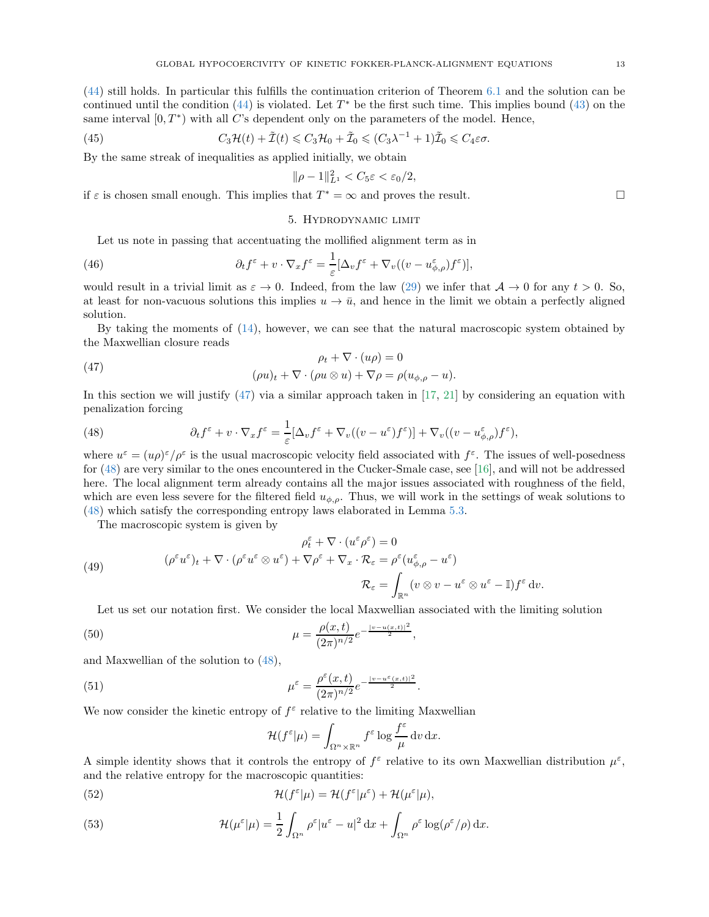(44) still holds. In particular this fulfills the continuation criterion of Theorem 6.1 and the solution can be continued until the condition (44) is violated. Let $T^*$ be the first such time. This implies bound (43) on the same interval $[0, T^*)$ with all $C$'s dependent only on the parameters of the model. Hence,

$$C_3 \mathcal{H}(t) + \tilde{\mathcal{I}}(t) \leqslant C_3 \mathcal{H}_0 + \tilde{\mathcal{I}}_0 \leqslant (C_3 \lambda^{-1} + 1)\tilde{\mathcal{I}}_0 \leqslant C_4 \varepsilon \sigma. \tag{45}$$

By the same streak of inequalities as applied initially, we obtain

$$\|\rho - 1\|_{L^1}^2 < C_5 \varepsilon < \varepsilon_0/2,$$

if $\varepsilon$ is chosen small enough. This implies that $T^* = \infty$ and proves the result. $\square$

## 5. Hydrodynamic limit

Let us note in passing that accentuating the mollified alignment term as in

$$\partial_t f^\varepsilon + v \cdot \nabla_x f^\varepsilon = \frac{1}{\varepsilon}[\Delta_v f^\varepsilon + \nabla_v((v - u^\varepsilon_{\phi,\rho}) f^\varepsilon)], \tag{46}$$

would result in a trivial limit as $\varepsilon \to 0$. Indeed, from the law (29) we infer that $\mathcal{A} \to 0$ for any $t > 0$. So, at least for non-vacuous solutions this implies $u \to \bar{u}$, and hence in the limit we obtain a perfectly aligned solution.

By taking the moments of (14), however, we can see that the natural macroscopic system obtained by the Maxwellian closure reads

$$\begin{gathered} \rho_t + \nabla \cdot (u\rho) = 0 \\ (\rho u)_t + \nabla \cdot (\rho u \otimes u) + \nabla \rho = \rho(u_{\phi,\rho} - u). \end{gathered} \tag{47}$$

In this section we will justify (47) via a similar approach taken in [17, 21] by considering an equation with penalization forcing

$$\partial_t f^\varepsilon + v \cdot \nabla_x f^\varepsilon = \frac{1}{\varepsilon}[\Delta_v f^\varepsilon + \nabla_v((v - u^\varepsilon) f^\varepsilon)] + \nabla_v((v - u^\varepsilon_{\phi,\rho}) f^\varepsilon), \tag{48}$$

where $u^\varepsilon = (u\rho)^\varepsilon / \rho^\varepsilon$ is the usual macroscopic velocity field associated with $f^\varepsilon$. The issues of well-posedness for (48) are very similar to the ones encountered in the Cucker-Smale case, see [16], and will not be addressed here. The local alignment term already contains all the major issues associated with roughness of the field, which are even less severe for the filtered field $u_{\phi,\rho}$. Thus, we will work in the settings of weak solutions to (48) which satisfy the corresponding entropy laws elaborated in Lemma 5.3.

The macroscopic system is given by

$$\begin{gathered} \rho^\varepsilon_t + \nabla \cdot (u^\varepsilon \rho^\varepsilon) = 0 \\ (\rho^\varepsilon u^\varepsilon)_t + \nabla \cdot (\rho^\varepsilon u^\varepsilon \otimes u^\varepsilon) + \nabla \rho^\varepsilon + \nabla_x \cdot \mathcal{R}_\varepsilon = \rho^\varepsilon (u^\varepsilon_{\phi,\rho} - u^\varepsilon) \\ \mathcal{R}_\varepsilon = \int_{\mathbb{R}^n} (v \otimes v - u^\varepsilon \otimes u^\varepsilon - \mathbb{I}) f^\varepsilon \, \mathrm{d}v. \end{gathered} \tag{49}$$

Let us set our notation first. We consider the local Maxwellian associated with the limiting solution

$$\mu = \frac{\rho(x,t)}{(2\pi)^{n/2}} e^{-\frac{|v - u(x,t)|^2}{2}}, \tag{50}$$

and Maxwellian of the solution to (48),

$$\mu^\varepsilon = \frac{\rho^\varepsilon(x,t)}{(2\pi)^{n/2}} e^{-\frac{|v - u^\varepsilon(x,t)|^2}{2}}. \tag{51}$$

We now consider the kinetic entropy of $f^\varepsilon$ relative to the limiting Maxwellian

$$\mathcal{H}(f^\varepsilon | \mu) = \int_{\Omega^n \times \mathbb{R}^n} f^\varepsilon \log \frac{f^\varepsilon}{\mu} \, \mathrm{d}v \, \mathrm{d}x.$$

A simple identity shows that it controls the entropy of $f^\varepsilon$ relative to its own Maxwellian distribution $\mu^\varepsilon$, and the relative entropy for the macroscopic quantities:

$$\mathcal{H}(f^\varepsilon | \mu) = \mathcal{H}(f^\varepsilon | \mu^\varepsilon) + \mathcal{H}(\mu^\varepsilon | \mu), \tag{52}$$

$$\mathcal{H}(\mu^\varepsilon | \mu) = \frac{1}{2} \int_{\Omega^n} \rho^\varepsilon |u^\varepsilon - u|^2 \, \mathrm{d}x + \int_{\Omega^n} \rho^\varepsilon \log(\rho^\varepsilon / \rho) \, \mathrm{d}x. \tag{53}$$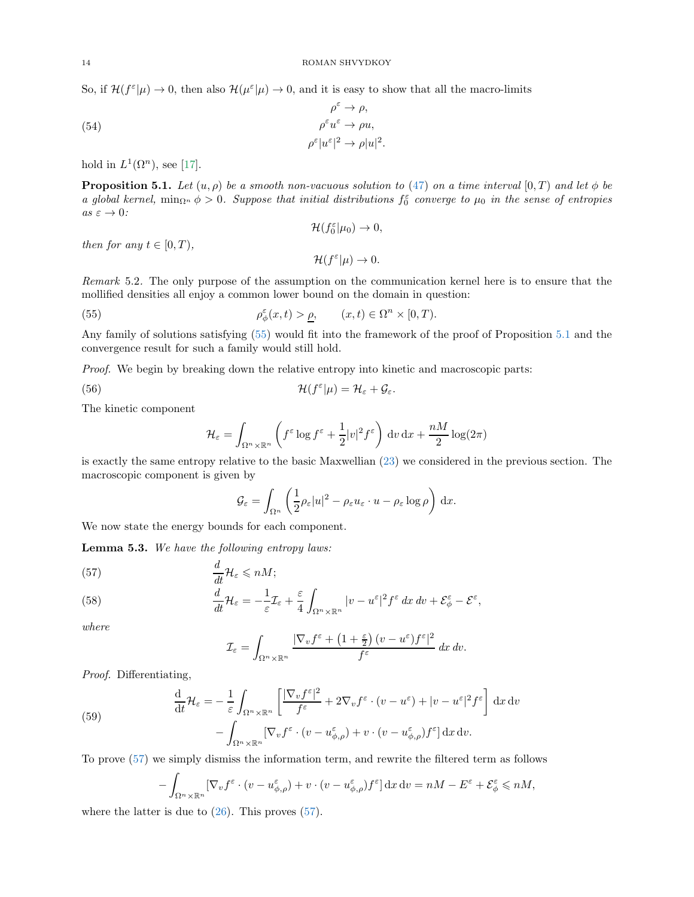So, if $\mathcal{H}(f^\varepsilon|\mu) \to 0$, then also $\mathcal{H}(\mu^\varepsilon|\mu) \to 0$, and it is easy to show that all the macro-limits

$$
\begin{aligned}
\rho^\varepsilon &\to \rho, \\
\rho^\varepsilon u^\varepsilon &\to \rho u, \\
\rho^\varepsilon |u^\varepsilon|^2 &\to \rho |u|^2.
\end{aligned}
\tag{54}
$$

hold in $L^1(\Omega^n)$, see [17].

**Proposition 5.1.** *Let $(u, \rho)$ be a smooth non-vacuous solution to (47) on a time interval $[0, T)$ and let $\phi$ be a global kernel, $\min_{\Omega^n} \phi > 0$. Suppose that initial distributions $f_0^\varepsilon$ converge to $\mu_0$ in the sense of entropies as $\varepsilon \to 0$:*

$$\mathcal{H}(f_0^\varepsilon|\mu_0) \to 0,$$

*then for any $t \in [0, T)$,*

$$\mathcal{H}(f^\varepsilon|\mu) \to 0.$$

*Remark* 5.2. The only purpose of the assumption on the communication kernel here is to ensure that the mollified densities all enjoy a common lower bound on the domain in question:

$$\rho_\phi^\varepsilon(x, t) > \underline{\rho}, \qquad (x, t) \in \Omega^n \times [0, T). \tag{55}$$

Any family of solutions satisfying (55) would fit into the framework of the proof of Proposition 5.1 and the convergence result for such a family would still hold.

*Proof.* We begin by breaking down the relative entropy into kinetic and macroscopic parts:

$$\mathcal{H}(f^\varepsilon|\mu) = \mathcal{H}_\varepsilon + \mathcal{G}_\varepsilon. \tag{56}$$

The kinetic component

$$\mathcal{H}_\varepsilon = \int_{\Omega^n \times \mathbb{R}^n} \left( f^\varepsilon \log f^\varepsilon + \frac{1}{2}|v|^2 f^\varepsilon \right) \mathrm{d}v \, \mathrm{d}x + \frac{nM}{2} \log(2\pi)$$

is exactly the same entropy relative to the basic Maxwellian (23) we considered in the previous section. The macroscopic component is given by

$$\mathcal{G}_\varepsilon = \int_{\Omega^n} \left( \frac{1}{2}\rho_\varepsilon |u|^2 - \rho_\varepsilon u_\varepsilon \cdot u - \rho_\varepsilon \log \rho \right) \mathrm{d}x.$$

We now state the energy bounds for each component.

**Lemma 5.3.** *We have the following entropy laws:*

$$\frac{d}{dt}\mathcal{H}_\varepsilon \leqslant nM; \tag{57}$$

$$\frac{d}{dt}\mathcal{H}_\varepsilon = -\frac{1}{\varepsilon}\mathcal{I}_\varepsilon + \frac{\varepsilon}{4}\int_{\Omega^n \times \mathbb{R}^n} |v - u^\varepsilon|^2 f^\varepsilon \, dx \, dv + \mathcal{E}_\phi^\varepsilon - \mathcal{E}^\varepsilon, \tag{58}$$

*where*

$$\mathcal{I}_\varepsilon = \int_{\Omega^n \times \mathbb{R}^n} \frac{|\nabla_v f^\varepsilon + \left(1 + \frac{\varepsilon}{2}\right)(v - u^\varepsilon) f^\varepsilon|^2}{f^\varepsilon} \, dx \, dv.$$

*Proof.* Differentiating,

$$
\begin{aligned}
\frac{\mathrm{d}}{\mathrm{d}t}\mathcal{H}_\varepsilon = &-\frac{1}{\varepsilon}\int_{\Omega^n \times \mathbb{R}^n} \left[ \frac{|\nabla_v f^\varepsilon|^2}{f^\varepsilon} + 2\nabla_v f^\varepsilon \cdot (v - u^\varepsilon) + |v - u^\varepsilon|^2 f^\varepsilon \right] \mathrm{d}x \, \mathrm{d}v \\
&- \int_{\Omega^n \times \mathbb{R}^n} [\nabla_v f^\varepsilon \cdot (v - u_{\phi,\rho}^\varepsilon) + v \cdot (v - u_{\phi,\rho}^\varepsilon) f^\varepsilon] \, \mathrm{d}x \, \mathrm{d}v.
\end{aligned}
\tag{59}
$$

To prove (57) we simply dismiss the information term, and rewrite the filtered term as follows

$$-\int_{\Omega^n \times \mathbb{R}^n} [\nabla_v f^\varepsilon \cdot (v - u_{\phi,\rho}^\varepsilon) + v \cdot (v - u_{\phi,\rho}^\varepsilon) f^\varepsilon] \, \mathrm{d}x \, \mathrm{d}v = nM - E^\varepsilon + \mathcal{E}_\phi^\varepsilon \leqslant nM,$$

where the latter is due to (26). This proves (57).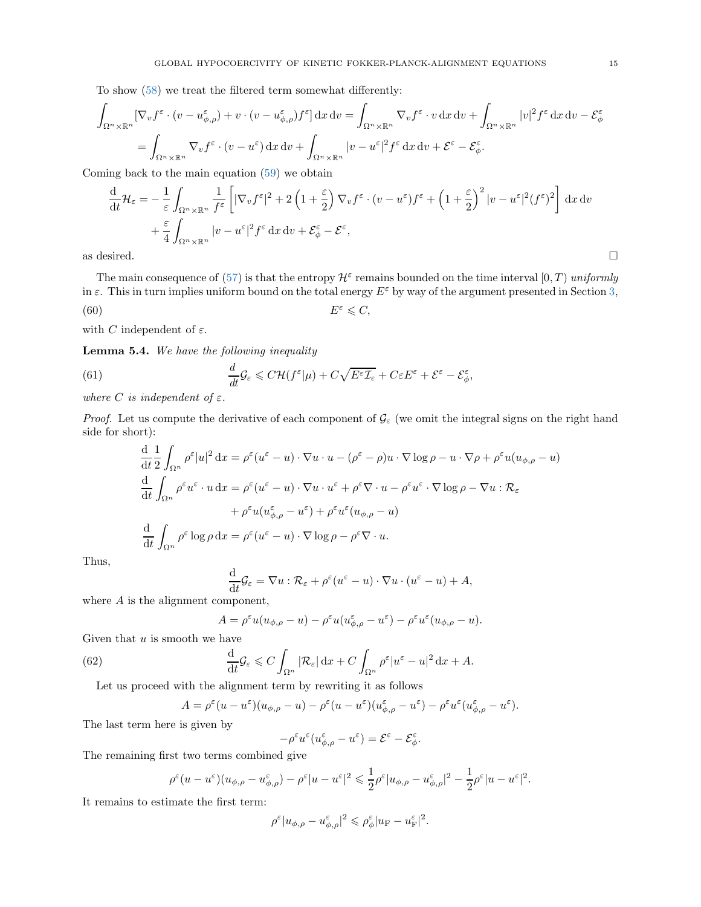To show (58) we treat the filtered term somewhat differently:

$$
\begin{aligned}
\int_{\Omega^n \times \mathbb{R}^n} [\nabla_v f^\varepsilon \cdot (v - u^\varepsilon_{\phi,\rho}) + v \cdot (v - u^\varepsilon_{\phi,\rho}) f^\varepsilon] \,\mathrm{d}x\,\mathrm{d}v &= \int_{\Omega^n \times \mathbb{R}^n} \nabla_v f^\varepsilon \cdot v \,\mathrm{d}x\,\mathrm{d}v + \int_{\Omega^n \times \mathbb{R}^n} |v|^2 f^\varepsilon \,\mathrm{d}x\,\mathrm{d}v - \mathcal{E}^\varepsilon_\phi \\
&= \int_{\Omega^n \times \mathbb{R}^n} \nabla_v f^\varepsilon \cdot (v - u^\varepsilon) \,\mathrm{d}x\,\mathrm{d}v + \int_{\Omega^n \times \mathbb{R}^n} |v - u^\varepsilon|^2 f^\varepsilon \,\mathrm{d}x\,\mathrm{d}v + \mathcal{E}^\varepsilon - \mathcal{E}^\varepsilon_\phi.
\end{aligned}
$$

Coming back to the main equation (59) we obtain

$$
\begin{aligned}
\frac{\mathrm{d}}{\mathrm{d}t}\mathcal{H}_\varepsilon = &-\frac{1}{\varepsilon}\int_{\Omega^n \times \mathbb{R}^n} \frac{1}{f^\varepsilon}\left[|\nabla_v f^\varepsilon|^2 + 2\left(1 + \frac{\varepsilon}{2}\right)\nabla_v f^\varepsilon \cdot (v - u^\varepsilon) f^\varepsilon + \left(1 + \frac{\varepsilon}{2}\right)^2 |v - u^\varepsilon|^2 (f^\varepsilon)^2\right] \mathrm{d}x\,\mathrm{d}v \\
&+ \frac{\varepsilon}{4}\int_{\Omega^n \times \mathbb{R}^n} |v - u^\varepsilon|^2 f^\varepsilon \,\mathrm{d}x\,\mathrm{d}v + \mathcal{E}^\varepsilon_\phi - \mathcal{E}^\varepsilon,
\end{aligned}
$$

as desired. □

The main consequence of (57) is that the entropy $\mathcal{H}^\varepsilon$ remains bounded on the time interval $[0, T)$ *uniformly* in $\varepsilon$. This in turn implies uniform bound on the total energy $E^\varepsilon$ by way of the argument presented in Section 3,

$$
E^\varepsilon \leqslant C, \tag{60}
$$

with $C$ independent of $\varepsilon$.

**Lemma 5.4.** *We have the following inequality*

$$
\frac{d}{dt}\mathcal{G}_\varepsilon \leqslant C\mathcal{H}(f^\varepsilon|\mu) + C\sqrt{E^\varepsilon \mathcal{I}_\varepsilon} + C\varepsilon E^\varepsilon + \mathcal{E}^\varepsilon - \mathcal{E}^\varepsilon_\phi, \tag{61}
$$

*where $C$ is independent of $\varepsilon$.*

*Proof.* Let us compute the derivative of each component of $\mathcal{G}_\varepsilon$ (we omit the integral signs on the right hand side for short):

$$
\begin{aligned}
\frac{\mathrm{d}}{\mathrm{d}t}\frac{1}{2}\int_{\Omega^n} \rho^\varepsilon |u|^2 \,\mathrm{d}x &= \rho^\varepsilon (u^\varepsilon - u) \cdot \nabla u \cdot u - (\rho^\varepsilon - \rho) u \cdot \nabla \log \rho - u \cdot \nabla \rho + \rho^\varepsilon u (u_{\phi,\rho} - u) \\
\frac{\mathrm{d}}{\mathrm{d}t}\int_{\Omega^n} \rho^\varepsilon u^\varepsilon \cdot u \,\mathrm{d}x &= \rho^\varepsilon (u^\varepsilon - u) \cdot \nabla u \cdot u^\varepsilon + \rho^\varepsilon \nabla \cdot u - \rho^\varepsilon u^\varepsilon \cdot \nabla \log \rho - \nabla u : \mathcal{R}_\varepsilon \\
&\quad + \rho^\varepsilon u (u^\varepsilon_{\phi,\rho} - u^\varepsilon) + \rho^\varepsilon u^\varepsilon (u_{\phi,\rho} - u) \\
\frac{\mathrm{d}}{\mathrm{d}t}\int_{\Omega^n} \rho^\varepsilon \log \rho \,\mathrm{d}x &= \rho^\varepsilon (u^\varepsilon - u) \cdot \nabla \log \rho - \rho^\varepsilon \nabla \cdot u.
\end{aligned}
$$

Thus,

$$
\frac{\mathrm{d}}{\mathrm{d}t}\mathcal{G}_\varepsilon = \nabla u : \mathcal{R}_\varepsilon + \rho^\varepsilon (u^\varepsilon - u) \cdot \nabla u \cdot (u^\varepsilon - u) + A,
$$

where $A$ is the alignment component,

$$
A = \rho^\varepsilon u (u_{\phi,\rho} - u) - \rho^\varepsilon u (u^\varepsilon_{\phi,\rho} - u^\varepsilon) - \rho^\varepsilon u^\varepsilon (u_{\phi,\rho} - u).
$$

Given that $u$ is smooth we have

$$
\frac{\mathrm{d}}{\mathrm{d}t}\mathcal{G}_\varepsilon \leqslant C\int_{\Omega^n} |\mathcal{R}_\varepsilon| \,\mathrm{d}x + C\int_{\Omega^n} \rho^\varepsilon |u^\varepsilon - u|^2 \,\mathrm{d}x + A. \tag{62}
$$

Let us proceed with the alignment term by rewriting it as follows

$$
A = \rho^\varepsilon (u - u^\varepsilon)(u_{\phi,\rho} - u) - \rho^\varepsilon (u - u^\varepsilon)(u^\varepsilon_{\phi,\rho} - u^\varepsilon) - \rho^\varepsilon u^\varepsilon (u^\varepsilon_{\phi,\rho} - u^\varepsilon).
$$

The last term here is given by

$$
-\rho^\varepsilon u^\varepsilon (u^\varepsilon_{\phi,\rho} - u^\varepsilon) = \mathcal{E}^\varepsilon - \mathcal{E}^\varepsilon_\phi.
$$

The remaining first two terms combined give

$$
\rho^\varepsilon (u - u^\varepsilon)(u_{\phi,\rho} - u^\varepsilon_{\phi,\rho}) - \rho^\varepsilon |u - u^\varepsilon|^2 \leqslant \frac{1}{2}\rho^\varepsilon |u_{\phi,\rho} - u^\varepsilon_{\phi,\rho}|^2 - \frac{1}{2}\rho^\varepsilon |u - u^\varepsilon|^2.
$$

It remains to estimate the first term:

$$
\rho^\varepsilon |u_{\phi,\rho} - u^\varepsilon_{\phi,\rho}|^2 \leqslant \rho^\varepsilon_\phi |u_{\mathrm{F}} - u^\varepsilon_{\mathrm{F}}|^2.
$$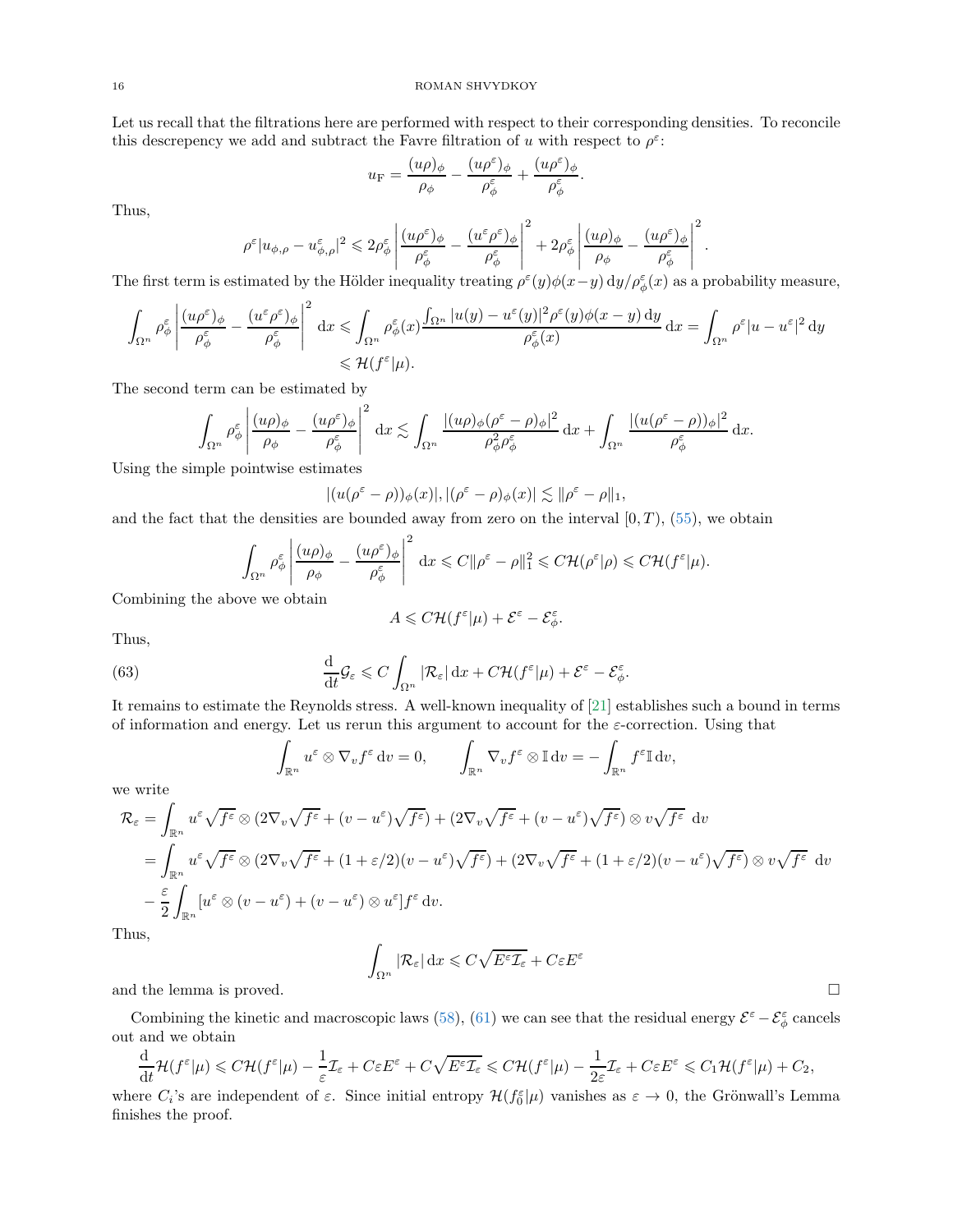Let us recall that the filtrations here are performed with respect to their corresponding densities. To reconcile this descrepency we add and subtract the Favre filtration of $u$ with respect to $\rho^\varepsilon$:

$$
u_{\mathrm{F}} = \frac{(u\rho)_\phi}{\rho_\phi} - \frac{(u\rho^\varepsilon)_\phi}{\rho^\varepsilon_\phi} + \frac{(u\rho^\varepsilon)_\phi}{\rho^\varepsilon_\phi}.
$$

Thus,

$$
\rho^\varepsilon |u_{\phi,\rho} - u^\varepsilon_{\phi,\rho}|^2 \leqslant 2\rho^\varepsilon_\phi \left| \frac{(u\rho^\varepsilon)_\phi}{\rho^\varepsilon_\phi} - \frac{(u^\varepsilon \rho^\varepsilon)_\phi}{\rho^\varepsilon_\phi} \right|^2 + 2\rho^\varepsilon_\phi \left| \frac{(u\rho)_\phi}{\rho_\phi} - \frac{(u\rho^\varepsilon)_\phi}{\rho^\varepsilon_\phi} \right|^2 .
$$

The first term is estimated by the Hölder inequality treating $\rho^\varepsilon(y)\phi(x-y)\,\mathrm{d}y/\rho^\varepsilon_\phi(x)$ as a probability measure,

$$
\int_{\Omega^n} \rho^\varepsilon_\phi \left| \frac{(u\rho^\varepsilon)_\phi}{\rho^\varepsilon_\phi} - \frac{(u^\varepsilon \rho^\varepsilon)_\phi}{\rho^\varepsilon_\phi} \right|^2 \mathrm{d}x \leqslant \int_{\Omega^n} \rho^\varepsilon_\phi(x) \frac{\int_{\Omega^n} |u(y) - u^\varepsilon(y)|^2 \rho^\varepsilon(y)\phi(x-y)\,\mathrm{d}y}{\rho^\varepsilon_\phi(x)} \,\mathrm{d}x = \int_{\Omega^n} \rho^\varepsilon |u - u^\varepsilon|^2 \,\mathrm{d}y
$$
$$
\leqslant \mathcal{H}(f^\varepsilon|\mu).
$$

The second term can be estimated by

$$
\int_{\Omega^n} \rho^\varepsilon_\phi \left| \frac{(u\rho)_\phi}{\rho_\phi} - \frac{(u\rho^\varepsilon)_\phi}{\rho^\varepsilon_\phi} \right|^2 \mathrm{d}x \lesssim \int_{\Omega^n} \frac{|(u\rho)_\phi(\rho^\varepsilon - \rho)_\phi|^2}{\rho^2_\phi \rho^\varepsilon_\phi} \,\mathrm{d}x + \int_{\Omega^n} \frac{|(u(\rho^\varepsilon - \rho))_\phi|^2}{\rho^\varepsilon_\phi} \,\mathrm{d}x.
$$

Using the simple pointwise estimates

$$
|(u(\rho^\varepsilon - \rho))_\phi(x)|, |(\rho^\varepsilon - \rho)_\phi(x)| \lesssim \|\rho^\varepsilon - \rho\|_1,
$$

and the fact that the densities are bounded away from zero on the interval $[0,T)$, (55), we obtain

$$
\int_{\Omega^n} \rho^\varepsilon_\phi \left| \frac{(u\rho)_\phi}{\rho_\phi} - \frac{(u\rho^\varepsilon)_\phi}{\rho^\varepsilon_\phi} \right|^2 \mathrm{d}x \leqslant C\|\rho^\varepsilon - \rho\|_1^2 \leqslant C\mathcal{H}(\rho^\varepsilon|\rho) \leqslant C\mathcal{H}(f^\varepsilon|\mu).
$$

Combining the above we obtain

$$
A \leqslant C\mathcal{H}(f^\varepsilon|\mu) + \mathcal{E}^\varepsilon - \mathcal{E}^\varepsilon_\phi.
$$

Thus,

$$
\frac{\mathrm{d}}{\mathrm{d}t}\mathcal{G}_\varepsilon \leqslant C\int_{\Omega^n} |\mathcal{R}_\varepsilon| \,\mathrm{d}x + C\mathcal{H}(f^\varepsilon|\mu) + \mathcal{E}^\varepsilon - \mathcal{E}^\varepsilon_\phi. \tag{63}
$$

It remains to estimate the Reynolds stress. A well-known inequality of [21] establishes such a bound in terms of information and energy. Let us rerun this argument to account for the $\varepsilon$-correction. Using that

$$
\int_{\mathbb{R}^n} u^\varepsilon \otimes \nabla_v f^\varepsilon \,\mathrm{d}v = 0, \qquad \int_{\mathbb{R}^n} \nabla_v f^\varepsilon \otimes \mathbb{I} \,\mathrm{d}v = -\int_{\mathbb{R}^n} f^\varepsilon \mathbb{I} \,\mathrm{d}v,
$$

we write

$$
\begin{aligned}
\mathcal{R}_\varepsilon &= \int_{\mathbb{R}^n} u^\varepsilon \sqrt{f^\varepsilon} \otimes (2\nabla_v \sqrt{f^\varepsilon} + (v - u^\varepsilon)\sqrt{f^\varepsilon}) + (2\nabla_v \sqrt{f^\varepsilon} + (v - u^\varepsilon)\sqrt{f^\varepsilon}) \otimes v\sqrt{f^\varepsilon} \,\mathrm{d}v \\
&= \int_{\mathbb{R}^n} u^\varepsilon \sqrt{f^\varepsilon} \otimes (2\nabla_v \sqrt{f^\varepsilon} + (1+\varepsilon/2)(v - u^\varepsilon)\sqrt{f^\varepsilon}) + (2\nabla_v \sqrt{f^\varepsilon} + (1+\varepsilon/2)(v - u^\varepsilon)\sqrt{f^\varepsilon}) \otimes v\sqrt{f^\varepsilon} \,\mathrm{d}v \\
&\quad - \frac{\varepsilon}{2}\int_{\mathbb{R}^n} [u^\varepsilon \otimes (v - u^\varepsilon) + (v - u^\varepsilon) \otimes u^\varepsilon] f^\varepsilon \,\mathrm{d}v.
\end{aligned}
$$

Thus,

$$
\int_{\Omega^n} |\mathcal{R}_\varepsilon| \,\mathrm{d}x \leqslant C\sqrt{E^\varepsilon \mathcal{I}_\varepsilon} + C\varepsilon E^\varepsilon
$$

and the lemma is proved. $\square$

Combining the kinetic and macroscopic laws (58), (61) we can see that the residual energy $\mathcal{E}^\varepsilon - \mathcal{E}^\varepsilon_\phi$ cancels out and we obtain

$$
\frac{\mathrm{d}}{\mathrm{d}t}\mathcal{H}(f^\varepsilon|\mu) \leqslant C\mathcal{H}(f^\varepsilon|\mu) - \frac{1}{\varepsilon}\mathcal{I}_\varepsilon + C\varepsilon E^\varepsilon + C\sqrt{E^\varepsilon \mathcal{I}_\varepsilon} \leqslant C\mathcal{H}(f^\varepsilon|\mu) - \frac{1}{2\varepsilon}\mathcal{I}_\varepsilon + C\varepsilon E^\varepsilon \leqslant C_1\mathcal{H}(f^\varepsilon|\mu) + C_2,
$$

where $C_i$'s are independent of $\varepsilon$. Since initial entropy $\mathcal{H}(f^\varepsilon_0|\mu)$ vanishes as $\varepsilon \to 0$, the Grönwall's Lemma finishes the proof.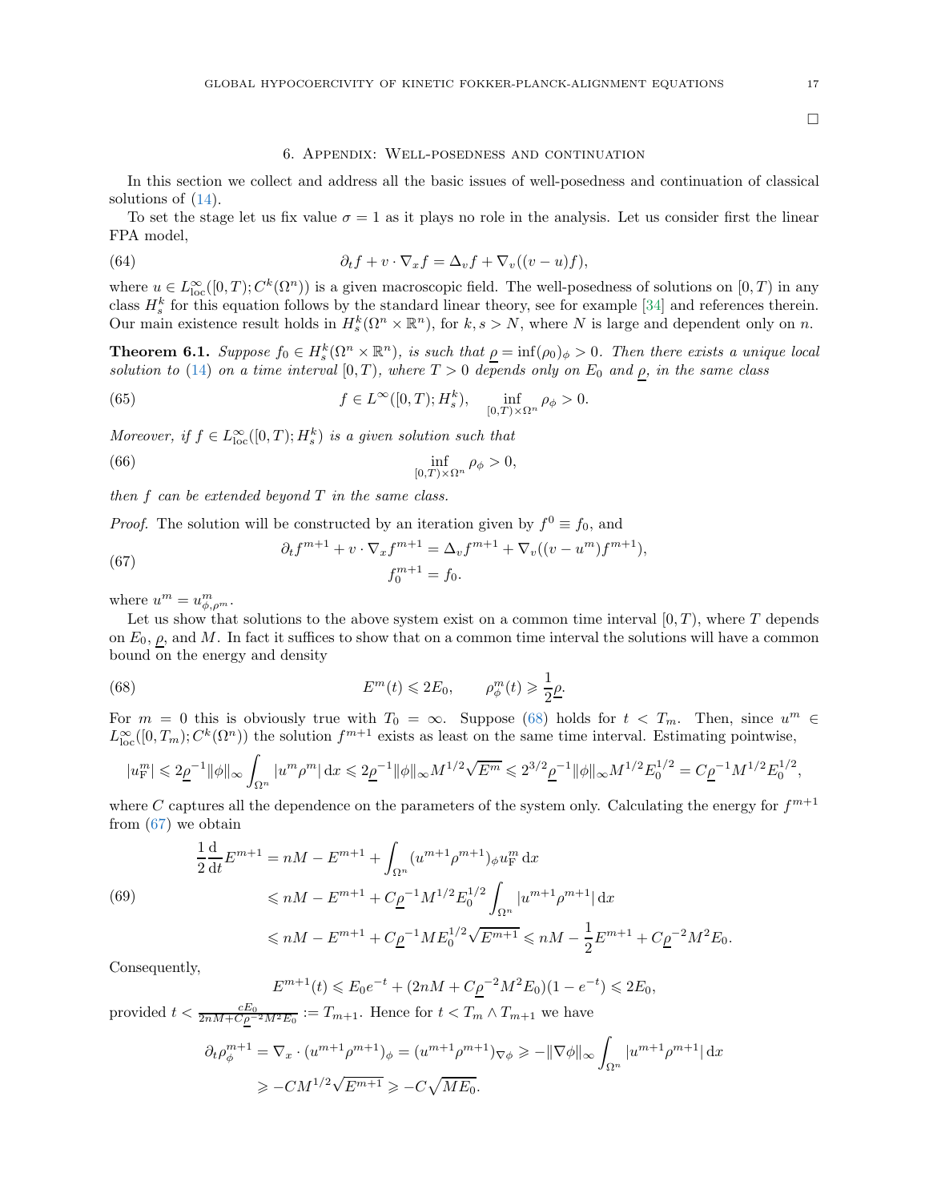□

## 6. Appendix: Well-posedness and continuation

In this section we collect and address all the basic issues of well-posedness and continuation of classical solutions of (14).

To set the stage let us fix value $\sigma = 1$ as it plays no role in the analysis. Let us consider first the linear FPA model,

$$\partial_t f + v \cdot \nabla_x f = \Delta_v f + \nabla_v((v-u)f), \tag{64}$$

where $u \in L^\infty_{\mathrm{loc}}([0,T); C^k(\Omega^n))$ is a given macroscopic field. The well-posedness of solutions on $[0,T)$ in any class $H^k_s$ for this equation follows by the standard linear theory, see for example [34] and references therein. Our main existence result holds in $H^k_s(\Omega^n \times \mathbb{R}^n)$, for $k, s > N$, where $N$ is large and dependent only on $n$.

**Theorem 6.1.** *Suppose $f_0 \in H^k_s(\Omega^n \times \mathbb{R}^n)$, is such that $\underline{\rho} = \inf(\rho_0)_\phi > 0$. Then there exists a unique local solution to (14) on a time interval $[0,T)$, where $T > 0$ depends only on $E_0$ and $\underline{\rho}$, in the same class*

$$f \in L^\infty([0,T); H^k_s), \qquad \inf_{[0,T)\times\Omega^n} \rho_\phi > 0. \tag{65}$$

*Moreover, if $f \in L^\infty_{\mathrm{loc}}([0,T); H^k_s)$ is a given solution such that*

$$\inf_{[0,T)\times\Omega^n} \rho_\phi > 0, \tag{66}$$

*then $f$ can be extended beyond $T$ in the same class.*

*Proof.* The solution will be constructed by an iteration given by $f^0 \equiv f_0$, and

$$\begin{aligned} \partial_t f^{m+1} + v \cdot \nabla_x f^{m+1} &= \Delta_v f^{m+1} + \nabla_v((v-u^m)f^{m+1}), \\ f^{m+1}_0 &= f_0. \end{aligned} \tag{67}$$

where $u^m = u^m_{\phi,\rho^m}$.

Let us show that solutions to the above system exist on a common time interval $[0,T)$, where $T$ depends on $E_0$, $\underline{\rho}$, and $M$. In fact it suffices to show that on a common time interval the solutions will have a common bound on the energy and density

$$E^m(t) \leqslant 2E_0, \qquad \rho^m_\phi(t) \geqslant \frac{1}{2}\underline{\rho}. \tag{68}$$

For $m = 0$ this is obviously true with $T_0 = \infty$. Suppose (68) holds for $t < T_m$. Then, since $u^m \in L^\infty_{\mathrm{loc}}([0,T_m); C^k(\Omega^n))$ the solution $f^{m+1}$ exists as least on the same time interval. Estimating pointwise,

$$|u^m_{\mathrm{F}}| \leqslant 2\underline{\rho}^{-1}\|\phi\|_\infty \int_{\Omega^n} |u^m \rho^m| \,\mathrm{d}x \leqslant 2\underline{\rho}^{-1}\|\phi\|_\infty M^{1/2}\sqrt{E^m} \leqslant 2^{3/2}\underline{\rho}^{-1}\|\phi\|_\infty M^{1/2}E_0^{1/2} = C\underline{\rho}^{-1}M^{1/2}E_0^{1/2},$$

where $C$ captures all the dependence on the parameters of the system only. Calculating the energy for $f^{m+1}$ from (67) we obtain

$$\begin{aligned} \frac{1}{2}\frac{\mathrm{d}}{\mathrm{d}t}E^{m+1} &= nM - E^{m+1} + \int_{\Omega^n} (u^{m+1}\rho^{m+1})_\phi u^m_{\mathrm{F}} \,\mathrm{d}x \\ &\leqslant nM - E^{m+1} + C\underline{\rho}^{-1}M^{1/2}E_0^{1/2}\int_{\Omega^n} |u^{m+1}\rho^{m+1}| \,\mathrm{d}x \\ &\leqslant nM - E^{m+1} + C\underline{\rho}^{-1}ME_0^{1/2}\sqrt{E^{m+1}} \leqslant nM - \frac{1}{2}E^{m+1} + C\underline{\rho}^{-2}M^2E_0. \end{aligned} \tag{69}$$

Consequently,

$$E^{m+1}(t) \leqslant E_0e^{-t} + (2nM + C\underline{\rho}^{-2}M^2E_0)(1-e^{-t}) \leqslant 2E_0,$$

provided $t < \frac{cE_0}{2nM + C\underline{\rho}^{-2}M^2E_0} := T_{m+1}$. Hence for $t < T_m \wedge T_{m+1}$ we have

$$\begin{aligned} \partial_t \rho^{m+1}_\phi = \nabla_x \cdot (u^{m+1}\rho^{m+1})_\phi = (u^{m+1}\rho^{m+1})_{\nabla\phi} &\geqslant -\|\nabla\phi\|_\infty \int_{\Omega^n} |u^{m+1}\rho^{m+1}| \,\mathrm{d}x \\ &\geqslant -CM^{1/2}\sqrt{E^{m+1}} \geqslant -C\sqrt{ME_0}. \end{aligned}$$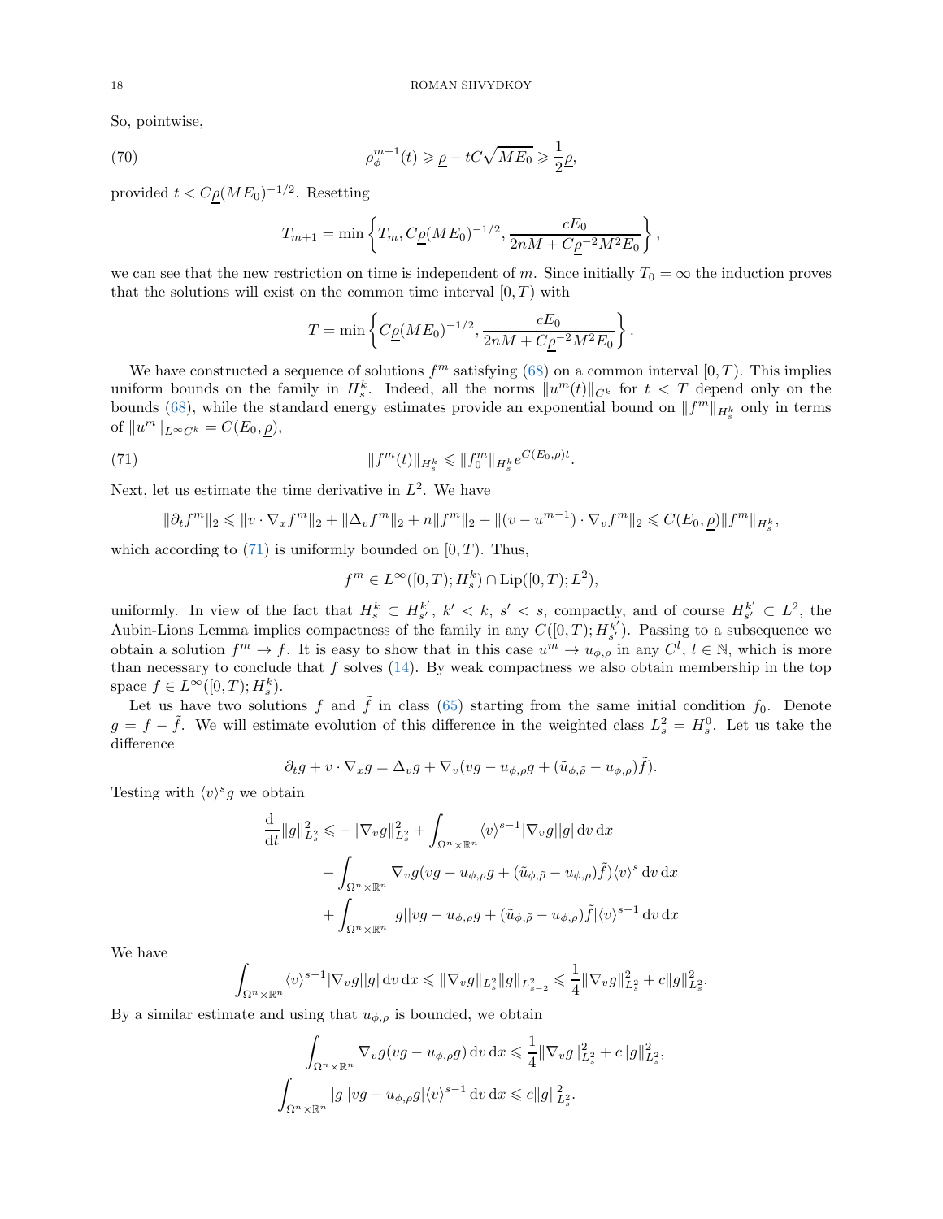So, pointwise,

$$\rho_\phi^{m+1}(t) \geqslant \underline{\rho} - tC\sqrt{ME_0} \geqslant \frac{1}{2}\underline{\rho}, \tag{70}$$

provided $t < C\underline{\rho}(ME_0)^{-1/2}$. Resetting

$$T_{m+1} = \min\left\{T_m, C\underline{\rho}(ME_0)^{-1/2}, \frac{cE_0}{2nM + C\underline{\rho}^{-2}M^2E_0}\right\},$$

we can see that the new restriction on time is independent of $m$. Since initially $T_0 = \infty$ the induction proves that the solutions will exist on the common time interval $[0, T)$ with

$$T = \min\left\{C\underline{\rho}(ME_0)^{-1/2}, \frac{cE_0}{2nM + C\underline{\rho}^{-2}M^2E_0}\right\}.$$

We have constructed a sequence of solutions $f^m$ satisfying (68) on a common interval $[0, T)$. This implies uniform bounds on the family in $H^k_s$. Indeed, all the norms $\|u^m(t)\|_{C^k}$ for $t < T$ depend only on the bounds (68), while the standard energy estimates provide an exponential bound on $\|f^m\|_{H^k_s}$ only in terms of $\|u^m\|_{L^\infty C^k} = C(E_0, \underline{\rho})$,

$$\|f^m(t)\|_{H^k_s} \leqslant \|f^m_0\|_{H^k_s} e^{C(E_0,\underline{\rho})t}. \tag{71}$$

Next, let us estimate the time derivative in $L^2$. We have

$$\|\partial_t f^m\|_2 \leqslant \|v \cdot \nabla_x f^m\|_2 + \|\Delta_v f^m\|_2 + n\|f^m\|_2 + \|(v - u^{m-1}) \cdot \nabla_v f^m\|_2 \leqslant C(E_0, \underline{\rho})\|f^m\|_{H^k_s},$$

which according to (71) is uniformly bounded on $[0, T)$. Thus,

$$f^m \in L^\infty([0, T); H^k_s) \cap \mathrm{Lip}([0, T); L^2),$$

uniformly. In view of the fact that $H^k_s \subset H^{k'}_{s'}$, $k' < k$, $s' < s$, compactly, and of course $H^{k'}_{s'} \subset L^2$, the Aubin-Lions Lemma implies compactness of the family in any $C([0, T); H^{k'}_{s'})$. Passing to a subsequence we obtain a solution $f^m \to f$. It is easy to show that in this case $u^m \to u_{\phi,\rho}$ in any $C^l$, $l \in \mathbb{N}$, which is more than necessary to conclude that $f$ solves (14). By weak compactness we also obtain membership in the top space $f \in L^\infty([0, T); H^k_s)$.

Let us have two solutions $f$ and $\tilde{f}$ in class (65) starting from the same initial condition $f_0$. Denote $g = f - \tilde{f}$. We will estimate evolution of this difference in the weighted class $L^2_s = H^0_s$. Let us take the difference

$$\partial_t g + v \cdot \nabla_x g = \Delta_v g + \nabla_v(vg - u_{\phi,\rho}g + (\tilde{u}_{\phi,\tilde{\rho}} - u_{\phi,\rho})\tilde{f}).$$

Testing with $\langle v\rangle^s g$ we obtain

$$\begin{aligned}
\frac{\mathrm{d}}{\mathrm{d}t}\|g\|^2_{L^2_s} \leqslant -\|\nabla_v g\|^2_{L^2_s} &+ \int_{\Omega^n \times \mathbb{R}^n} \langle v\rangle^{s-1}|\nabla_v g||g| \,\mathrm{d}v\,\mathrm{d}x \\
&- \int_{\Omega^n \times \mathbb{R}^n} \nabla_v g(vg - u_{\phi,\rho}g + (\tilde{u}_{\phi,\tilde{\rho}} - u_{\phi,\rho})\tilde{f})\langle v\rangle^s \,\mathrm{d}v\,\mathrm{d}x \\
&+ \int_{\Omega^n \times \mathbb{R}^n} |g||vg - u_{\phi,\rho}g + (\tilde{u}_{\phi,\tilde{\rho}} - u_{\phi,\rho})\tilde{f}|\langle v\rangle^{s-1} \,\mathrm{d}v\,\mathrm{d}x
\end{aligned}$$

We have

$$\int_{\Omega^n \times \mathbb{R}^n} \langle v\rangle^{s-1}|\nabla_v g||g| \,\mathrm{d}v\,\mathrm{d}x \leqslant \|\nabla_v g\|_{L^2_s}\|g\|_{L^2_{s-2}} \leqslant \frac{1}{4}\|\nabla_v g\|^2_{L^2_s} + c\|g\|^2_{L^2_s}.$$

By a similar estimate and using that $u_{\phi,\rho}$ is bounded, we obtain

$$\int_{\Omega^n \times \mathbb{R}^n} \nabla_v g(vg - u_{\phi,\rho}g) \,\mathrm{d}v\,\mathrm{d}x \leqslant \frac{1}{4}\|\nabla_v g\|^2_{L^2_s} + c\|g\|^2_{L^2_s},$$

$$\int_{\Omega^n \times \mathbb{R}^n} |g||vg - u_{\phi,\rho}g|\langle v\rangle^{s-1} \,\mathrm{d}v\,\mathrm{d}x \leqslant c\|g\|^2_{L^2_s}.$$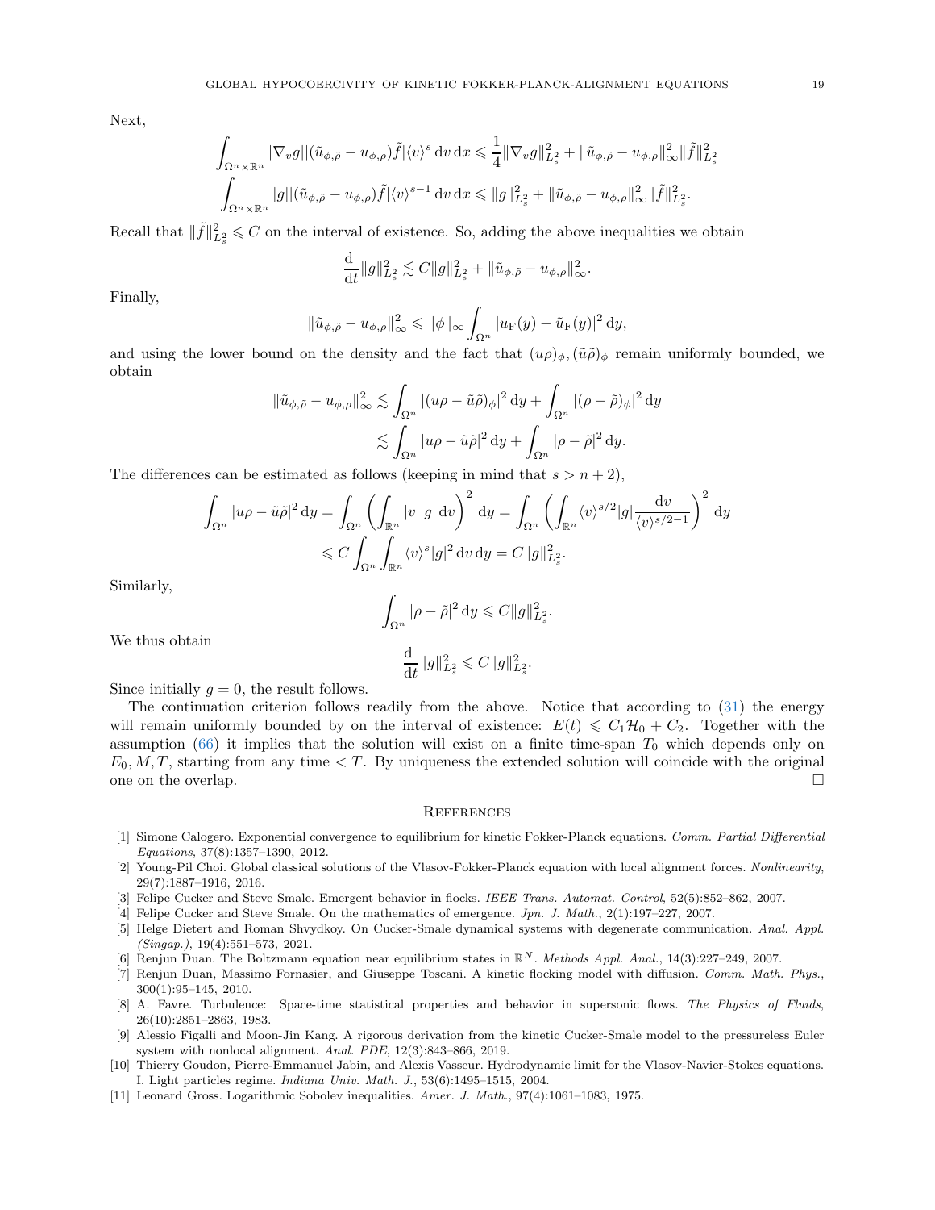Next,

$$
\int_{\Omega^n\times\mathbb{R}^n} |\nabla_v g||(\tilde{u}_{\phi,\tilde{\rho}} - u_{\phi,\rho})\tilde{f}|\langle v\rangle^s \,\mathrm{d}v\,\mathrm{d}x \leqslant \frac{1}{4}\|\nabla_v g\|_{L^2_s}^2 + \|\tilde{u}_{\phi,\tilde{\rho}} - u_{\phi,\rho}\|_\infty^2 \|\tilde{f}\|_{L^2_s}^2
$$

$$
\int_{\Omega^n\times\mathbb{R}^n} |g||(\tilde{u}_{\phi,\tilde{\rho}} - u_{\phi,\rho})\tilde{f}|\langle v\rangle^{s-1} \,\mathrm{d}v\,\mathrm{d}x \leqslant \|g\|_{L^2_s}^2 + \|\tilde{u}_{\phi,\tilde{\rho}} - u_{\phi,\rho}\|_\infty^2 \|\tilde{f}\|_{L^2_s}^2.
$$

Recall that $\|\tilde{f}\|_{L^2_s}^2 \leqslant C$ on the interval of existence. So, adding the above inequalities we obtain

$$
\frac{\mathrm{d}}{\mathrm{d}t}\|g\|_{L^2_s}^2 \lesssim C\|g\|_{L^2_s}^2 + \|\tilde{u}_{\phi,\tilde{\rho}} - u_{\phi,\rho}\|_\infty^2.
$$

Finally,

$$
\|\tilde{u}_{\phi,\tilde{\rho}} - u_{\phi,\rho}\|_\infty^2 \leqslant \|\phi\|_\infty \int_{\Omega^n} |u_{\mathrm{F}}(y) - \tilde{u}_{\mathrm{F}}(y)|^2 \,\mathrm{d}y,
$$

and using the lower bound on the density and the fact that $(u\rho)_\phi, (\tilde{u}\tilde{\rho})_\phi$ remain uniformly bounded, we obtain

$$
\begin{aligned}
\|\tilde{u}_{\phi,\tilde{\rho}} - u_{\phi,\rho}\|_\infty^2 &\lesssim \int_{\Omega^n} |(u\rho - \tilde{u}\tilde{\rho})_\phi|^2 \,\mathrm{d}y + \int_{\Omega^n} |(\rho - \tilde{\rho})_\phi|^2 \,\mathrm{d}y \\
&\lesssim \int_{\Omega^n} |u\rho - \tilde{u}\tilde{\rho}|^2 \,\mathrm{d}y + \int_{\Omega^n} |\rho - \tilde{\rho}|^2 \,\mathrm{d}y.
\end{aligned}
$$

The differences can be estimated as follows (keeping in mind that $s > n+2$),

$$
\begin{aligned}
\int_{\Omega^n} |u\rho - \tilde{u}\tilde{\rho}|^2 \,\mathrm{d}y &= \int_{\Omega^n} \left( \int_{\mathbb{R}^n} |v||g| \,\mathrm{d}v \right)^2 \mathrm{d}y = \int_{\Omega^n} \left( \int_{\mathbb{R}^n} \langle v\rangle^{s/2} |g| \frac{\mathrm{d}v}{\langle v\rangle^{s/2-1}} \right)^2 \mathrm{d}y \\
&\leqslant C \int_{\Omega^n} \int_{\mathbb{R}^n} \langle v\rangle^s |g|^2 \,\mathrm{d}v\,\mathrm{d}y = C\|g\|_{L^2_s}^2.
\end{aligned}
$$

Similarly,

$$
\int_{\Omega^n} |\rho - \tilde{\rho}|^2 \,\mathrm{d}y \leqslant C\|g\|_{L^2_s}^2.
$$

We thus obtain

$$
\frac{\mathrm{d}}{\mathrm{d}t}\|g\|_{L^2_s}^2 \leqslant C\|g\|_{L^2_s}^2.
$$

Since initially $g = 0$, the result follows.

The continuation criterion follows readily from the above. Notice that according to (31) the energy will remain uniformly bounded by on the interval of existence: $E(t) \leqslant C_1\mathcal{H}_0 + C_2$. Together with the assumption (66) it implies that the solution will exist on a finite time-span $T_0$ which depends only on $E_0, M, T$, starting from any time $< T$. By uniqueness the extended solution will coincide with the original one on the overlap. □

## References

[1] Simone Calogero. Exponential convergence to equilibrium for kinetic Fokker-Planck equations. *Comm. Partial Differential Equations*, 37(8):1357–1390, 2012.

[2] Young-Pil Choi. Global classical solutions of the Vlasov-Fokker-Planck equation with local alignment forces. *Nonlinearity*, 29(7):1887–1916, 2016.

[3] Felipe Cucker and Steve Smale. Emergent behavior in flocks. *IEEE Trans. Automat. Control*, 52(5):852–862, 2007.

[4] Felipe Cucker and Steve Smale. On the mathematics of emergence. *Jpn. J. Math.*, 2(1):197–227, 2007.

[5] Helge Dietert and Roman Shvydkoy. On Cucker-Smale dynamical systems with degenerate communication. *Anal. Appl. (Singap.)*, 19(4):551–573, 2021.

[6] Renjun Duan. The Boltzmann equation near equilibrium states in $\mathbb{R}^N$. *Methods Appl. Anal.*, 14(3):227–249, 2007.

[7] Renjun Duan, Massimo Fornasier, and Giuseppe Toscani. A kinetic flocking model with diffusion. *Comm. Math. Phys.*, 300(1):95–145, 2010.

[8] A. Favre. Turbulence: Space-time statistical properties and behavior in supersonic flows. *The Physics of Fluids*, 26(10):2851–2863, 1983.

[9] Alessio Figalli and Moon-Jin Kang. A rigorous derivation from the kinetic Cucker-Smale model to the pressureless Euler system with nonlocal alignment. *Anal. PDE*, 12(3):843–866, 2019.

[10] Thierry Goudon, Pierre-Emmanuel Jabin, and Alexis Vasseur. Hydrodynamic limit for the Vlasov-Navier-Stokes equations. I. Light particles regime. *Indiana Univ. Math. J.*, 53(6):1495–1515, 2004.

[11] Leonard Gross. Logarithmic Sobolev inequalities. *Amer. J. Math.*, 97(4):1061–1083, 1975.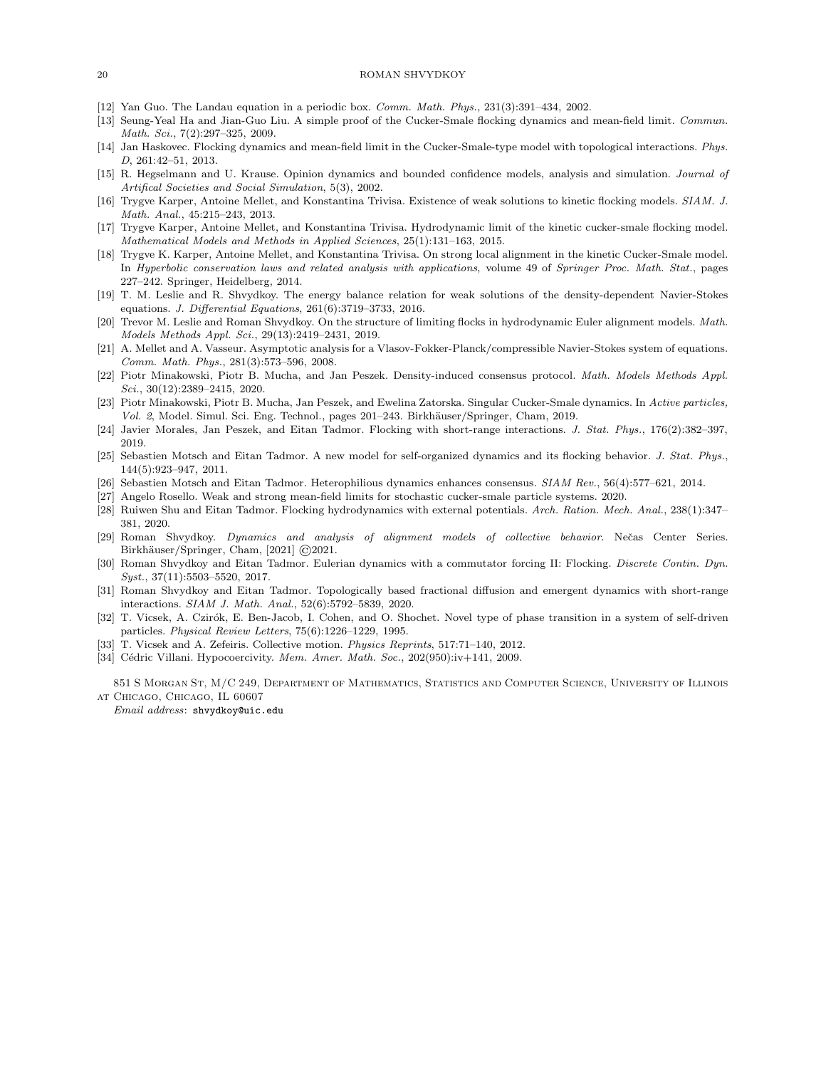[12] Yan Guo. The Landau equation in a periodic box. *Comm. Math. Phys.*, 231(3):391–434, 2002.

[13] Seung-Yeal Ha and Jian-Guo Liu. A simple proof of the Cucker-Smale flocking dynamics and mean-field limit. *Commun. Math. Sci.*, 7(2):297–325, 2009.

[14] Jan Haskovec. Flocking dynamics and mean-field limit in the Cucker-Smale-type model with topological interactions. *Phys. D*, 261:42–51, 2013.

[15] R. Hegselmann and U. Krause. Opinion dynamics and bounded confidence models, analysis and simulation. *Journal of Artifical Societies and Social Simulation*, 5(3), 2002.

[16] Trygve Karper, Antoine Mellet, and Konstantina Trivisa. Existence of weak solutions to kinetic flocking models. *SIAM. J. Math. Anal.*, 45:215–243, 2013.

[17] Trygve Karper, Antoine Mellet, and Konstantina Trivisa. Hydrodynamic limit of the kinetic cucker-smale flocking model. *Mathematical Models and Methods in Applied Sciences*, 25(1):131–163, 2015.

[18] Trygve K. Karper, Antoine Mellet, and Konstantina Trivisa. On strong local alignment in the kinetic Cucker-Smale model. In *Hyperbolic conservation laws and related analysis with applications*, volume 49 of *Springer Proc. Math. Stat.*, pages 227–242. Springer, Heidelberg, 2014.

[19] T. M. Leslie and R. Shvydkoy. The energy balance relation for weak solutions of the density-dependent Navier-Stokes equations. *J. Differential Equations*, 261(6):3719–3733, 2016.

[20] Trevor M. Leslie and Roman Shvydkoy. On the structure of limiting flocks in hydrodynamic Euler alignment models. *Math. Models Methods Appl. Sci.*, 29(13):2419–2431, 2019.

[21] A. Mellet and A. Vasseur. Asymptotic analysis for a Vlasov-Fokker-Planck/compressible Navier-Stokes system of equations. *Comm. Math. Phys.*, 281(3):573–596, 2008.

[22] Piotr Minakowski, Piotr B. Mucha, and Jan Peszek. Density-induced consensus protocol. *Math. Models Methods Appl. Sci.*, 30(12):2389–2415, 2020.

[23] Piotr Minakowski, Piotr B. Mucha, Jan Peszek, and Ewelina Zatorska. Singular Cucker-Smale dynamics. In *Active particles, Vol. 2*, Model. Simul. Sci. Eng. Technol., pages 201–243. Birkhäuser/Springer, Cham, 2019.

[24] Javier Morales, Jan Peszek, and Eitan Tadmor. Flocking with short-range interactions. *J. Stat. Phys.*, 176(2):382–397, 2019.

[25] Sebastien Motsch and Eitan Tadmor. A new model for self-organized dynamics and its flocking behavior. *J. Stat. Phys.*, 144(5):923–947, 2011.

[26] Sebastien Motsch and Eitan Tadmor. Heterophilious dynamics enhances consensus. *SIAM Rev.*, 56(4):577–621, 2014.

[27] Angelo Rosello. Weak and strong mean-field limits for stochastic cucker-smale particle systems. 2020.

[28] Ruiwen Shu and Eitan Tadmor. Flocking hydrodynamics with external potentials. *Arch. Ration. Mech. Anal.*, 238(1):347–381, 2020.

[29] Roman Shvydkoy. *Dynamics and analysis of alignment models of collective behavior.* Nečas Center Series. Birkhäuser/Springer, Cham, [2021] ©2021.

[30] Roman Shvydkoy and Eitan Tadmor. Eulerian dynamics with a commutator forcing II: Flocking. *Discrete Contin. Dyn. Syst.*, 37(11):5503–5520, 2017.

[31] Roman Shvydkoy and Eitan Tadmor. Topologically based fractional diffusion and emergent dynamics with short-range interactions. *SIAM J. Math. Anal.*, 52(6):5792–5839, 2020.

[32] T. Vicsek, A. Czirók, E. Ben-Jacob, I. Cohen, and O. Shochet. Novel type of phase transition in a system of self-driven particles. *Physical Review Letters*, 75(6):1226–1229, 1995.

[33] T. Vicsek and A. Zefeiris. Collective motion. *Physics Reprints*, 517:71–140, 2012.

[34] Cédric Villani. Hypocoercivity. *Mem. Amer. Math. Soc.*, 202(950):iv+141, 2009.

851 S Morgan St, M/C 249, Department of Mathematics, Statistics and Computer Science, University of Illinois at Chicago, Chicago, IL 60607

*Email address*: shvydkoy@uic.edu